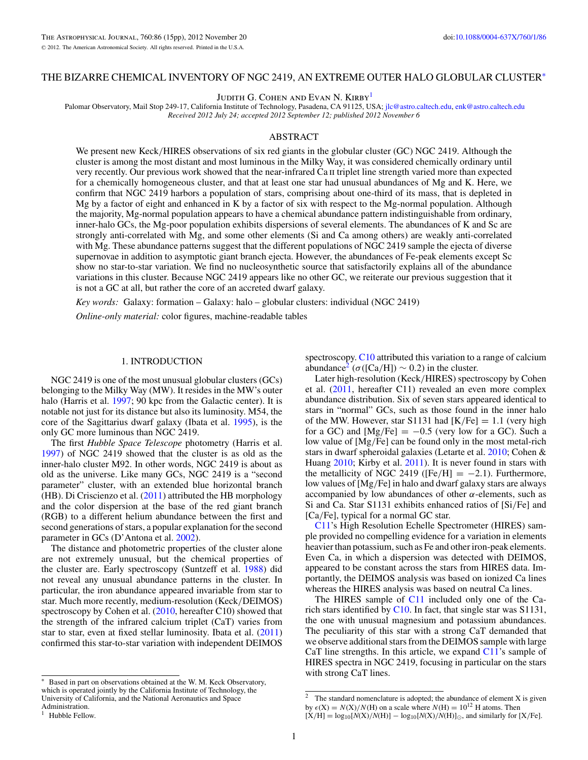# THE BIZARRE CHEMICAL INVENTORY OF NGC 2419, AN EXTREME OUTER HALO GLOBULAR CLUSTER*

Judith G. Cohen and Evan N. Kirby[1]

Palomar Observatory, Mail Stop 249-17, California Institute of Technology, Pasadena, CA 91125, USA; jlc@astro.caltech.edu, enk@astro.caltech.edu

*Received 2012 July 24; accepted 2012 September 12; published 2012 November 6*

## ABSTRACT

We present new Keck/HIRES observations of six red giants in the globular cluster (GC) NGC 2419. Although the cluster is among the most distant and most luminous in the Milky Way, it was considered chemically ordinary until very recently. Our previous work showed that the near-infrared Ca II triplet line strength varied more than expected for a chemically homogeneous cluster, and that at least one star had unusual abundances of Mg and K. Here, we confirm that NGC 2419 harbors a population of stars, comprising about one-third of its mass, that is depleted in Mg by a factor of eight and enhanced in K by a factor of six with respect to the Mg-normal population. Although the majority, Mg-normal population appears to have a chemical abundance pattern indistinguishable from ordinary, inner-halo GCs, the Mg-poor population exhibits dispersions of several elements. The abundances of K and Sc are strongly anti-correlated with Mg, and some other elements (Si and Ca among others) are weakly anti-correlated with Mg. These abundance patterns suggest that the different populations of NGC 2419 sample the ejecta of diverse supernovae in addition to asymptotic giant branch ejecta. However, the abundances of Fe-peak elements except Sc show no star-to-star variation. We find no nucleosynthetic source that satisfactorily explains all of the abundance variations in this cluster. Because NGC 2419 appears like no other GC, we reiterate our previous suggestion that it is not a GC at all, but rather the core of an accreted dwarf galaxy.

*Key words:* Galaxy: formation – Galaxy: halo – globular clusters: individual (NGC 2419)

*Online-only material:* color figures, machine-readable tables

## 1. INTRODUCTION

NGC 2419 is one of the most unusual globular clusters (GCs) belonging to the Milky Way (MW). It resides in the MW's outer halo (Harris et al. 1997; 90 kpc from the Galactic center). It is notable not just for its distance but also its luminosity. M54, the core of the Sagittarius dwarf galaxy (Ibata et al. 1995), is the only GC more luminous than NGC 2419.

The first *Hubble Space Telescope* photometry (Harris et al. 1997) of NGC 2419 showed that the cluster is as old as the inner-halo cluster M92. In other words, NGC 2419 is about as old as the universe. Like many GCs, NGC 2419 is a "second parameter" cluster, with an extended blue horizontal branch (HB). Di Criscienzo et al. (2011) attributed the HB morphology and the color dispersion at the base of the red giant branch (RGB) to a different helium abundance between the first and second generations of stars, a popular explanation for the second parameter in GCs (D'Antona et al. 2002).

The distance and photometric properties of the cluster alone are not extremely unusual, but the chemical properties of the cluster are. Early spectroscopy (Suntzeff et al. 1988) did not reveal any unusual abundance patterns in the cluster. In particular, the iron abundance appeared invariable from star to star. Much more recently, medium-resolution (Keck/DEIMOS) spectroscopy by Cohen et al. (2010, hereafter C10) showed that the strength of the infrared calcium triplet (CaT) varies from star to star, even at fixed stellar luminosity. Ibata et al. (2011) confirmed this star-to-star variation with independent DEIMOS spectroscopy. C10 attributed this variation to a range of calcium abundance[2] ($\sigma$([Ca/H]) $\sim 0.2$) in the cluster.

Later high-resolution (Keck/HIRES) spectroscopy by Cohen et al. (2011, hereafter C11) revealed an even more complex abundance distribution. Six of seven stars appeared identical to stars in "normal" GCs, such as those found in the inner halo of the MW. However, star S1131 had [K/Fe] = 1.1 (very high for a GC) and [Mg/Fe] = −0.5 (very low for a GC). Such a low value of [Mg/Fe] can be found only in the most metal-rich stars in dwarf spheroidal galaxies (Letarte et al. 2010; Cohen & Huang 2010; Kirby et al. 2011). It is never found in stars with the metallicity of NGC 2419 ([Fe/H] = −2.1). Furthermore, low values of [Mg/Fe] in halo and dwarf galaxy stars are always accompanied by low abundances of other $\alpha$-elements, such as Si and Ca. Star S1131 exhibits enhanced ratios of [Si/Fe] and [Ca/Fe], typical for a normal GC star.

C11's High Resolution Echelle Spectrometer (HIRES) sample provided no compelling evidence for a variation in elements heavier than potassium, such as Fe and other iron-peak elements. Even Ca, in which a dispersion was detected with DEIMOS, appeared to be constant across the stars from HIRES data. Importantly, the DEIMOS analysis was based on ionized Ca lines whereas the HIRES analysis was based on neutral Ca lines.

The HIRES sample of C11 included only one of the Ca-rich stars identified by C10. In fact, that single star was S1131, the one with unusual magnesium and potassium abundances. The peculiarity of this star with a strong CaT demanded that we observe additional stars from the DEIMOS sample with large CaT line strengths. In this article, we expand C11's sample of HIRES spectra in NGC 2419, focusing in particular on the stars with strong CaT lines.

---

* Based in part on observations obtained at the W. M. Keck Observatory, which is operated jointly by the California Institute of Technology, the University of California, and the National Aeronautics and Space Administration.

[1] Hubble Fellow.

[2] The standard nomenclature is adopted; the abundance of element X is given by $\epsilon(X) = N(X)/N(H)$ on a scale where $N(H) = 10^{12}$ H atoms. Then $[X/H] = \log_{10}[N(X)/N(H)] - \log_{10}[N(X)/N(H)]_{\odot}$, and similarly for [X/Fe].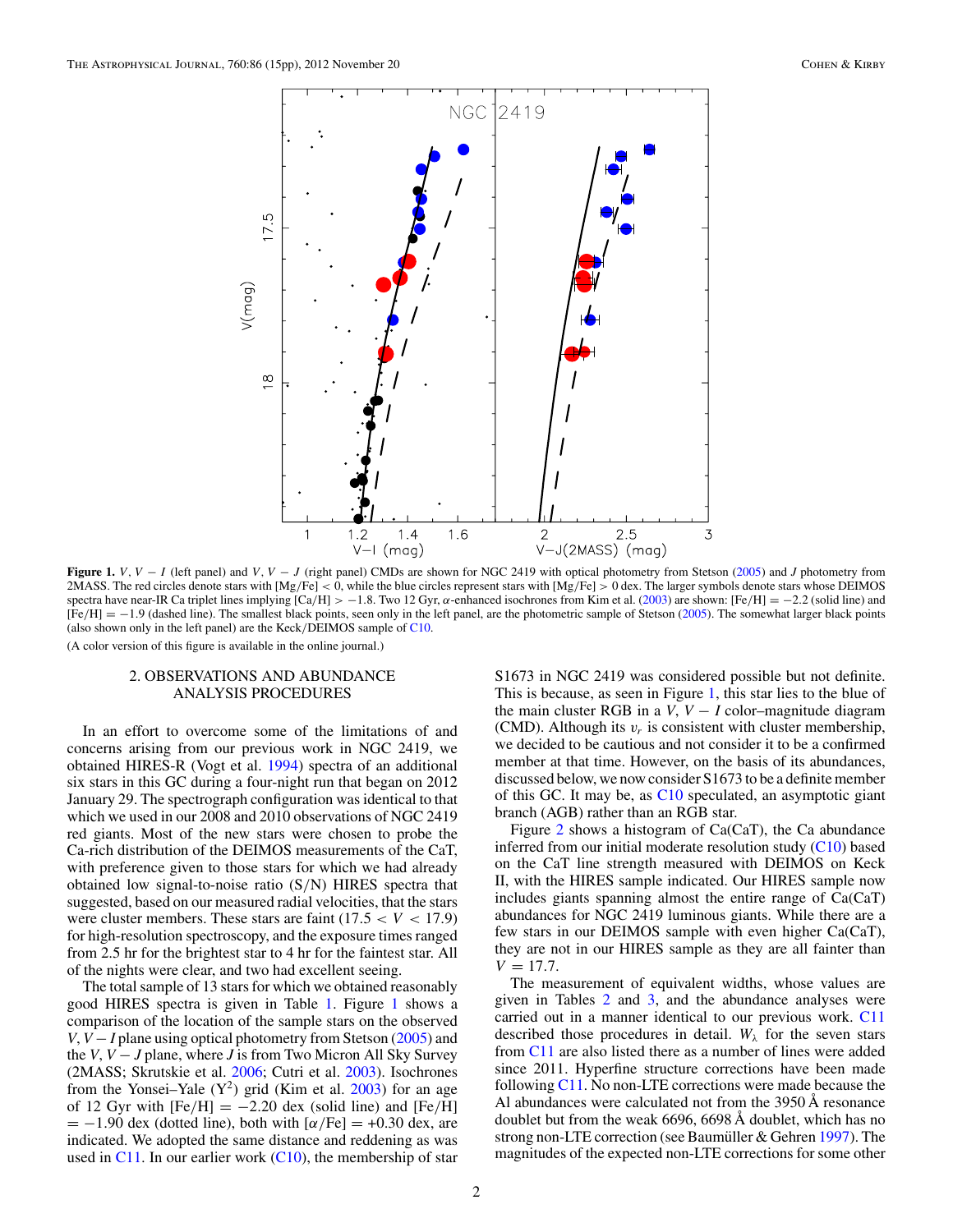**Figure 1.** $V$, $V - I$ (left panel) and $V$, $V - J$ (right panel) CMDs are shown for NGC 2419 with optical photometry from Stetson (2005) and $J$ photometry from 2MASS. The red circles denote stars with [Mg/Fe] < 0, while the blue circles represent stars with [Mg/Fe] > 0 dex. The larger symbols denote stars whose DEIMOS spectra have near-IR Ca triplet lines implying [Ca/H] > −1.8. Two 12 Gyr, $\alpha$-enhanced isochrones from Kim et al. (2003) are shown: [Fe/H] = −2.2 (solid line) and [Fe/H] = −1.9 (dashed line). The smallest black points, seen only in the left panel, are the photometric sample of Stetson (2005). The somewhat larger black points (also shown only in the left panel) are the Keck/DEIMOS sample of C10.

(A color version of this figure is available in the online journal.)

## 2. OBSERVATIONS AND ABUNDANCE ANALYSIS PROCEDURES

In an effort to overcome some of the limitations of and concerns arising from our previous work in NGC 2419, we obtained HIRES-R (Vogt et al. 1994) spectra of an additional six stars in this GC during a four-night run that began on 2012 January 29. The spectrograph configuration was identical to that which we used in our 2008 and 2010 observations of NGC 2419 red giants. Most of the new stars were chosen to probe the Ca-rich distribution of the DEIMOS measurements of the CaT, with preference given to those stars for which we had already obtained low signal-to-noise ratio (S/N) HIRES spectra that suggested, based on our measured radial velocities, that the stars were cluster members. These stars are faint ($17.5 < V < 17.9$) for high-resolution spectroscopy, and the exposure times ranged from 2.5 hr for the brightest star to 4 hr for the faintest star. All of the nights were clear, and two had excellent seeing.

The total sample of 13 stars for which we obtained reasonably good HIRES spectra is given in Table 1. Figure 1 shows a comparison of the location of the sample stars on the observed $V$, $V - I$ plane using optical photometry from Stetson (2005) and the $V$, $V - J$ plane, where $J$ is from Two Micron All Sky Survey (2MASS; Skrutskie et al. 2006; Cutri et al. 2003). Isochrones from the Yonsei–Yale ($\mathrm{Y}^2$) grid (Kim et al. 2003) for an age of 12 Gyr with [Fe/H] = −2.20 dex (solid line) and [Fe/H] = −1.90 dex (dotted line), both with [$\alpha$/Fe] = +0.30 dex, are indicated. We adopted the same distance and reddening as was used in C11. In our earlier work (C10), the membership of star S1673 in NGC 2419 was considered possible but not definite. This is because, as seen in Figure 1, this star lies to the blue of the main cluster RGB in a $V$, $V - I$ color–magnitude diagram (CMD). Although its $v_r$ is consistent with cluster membership, we decided to be cautious and not consider it to be a confirmed member at that time. However, on the basis of its abundances, discussed below, we now consider S1673 to be a definite member of this GC. It may be, as C10 speculated, an asymptotic giant branch (AGB) rather than an RGB star.

Figure 2 shows a histogram of Ca(CaT), the Ca abundance inferred from our initial moderate resolution study (C10) based on the CaT line strength measured with DEIMOS on Keck II, with the HIRES sample indicated. Our HIRES sample now includes giants spanning almost the entire range of Ca(CaT) abundances for NGC 2419 luminous giants. While there are a few stars in our DEIMOS sample with even higher Ca(CaT), they are not in our HIRES sample as they are all fainter than $V = 17.7$.

The measurement of equivalent widths, whose values are given in Tables 2 and 3, and the abundance analyses were carried out in a manner identical to our previous work. C11 described those procedures in detail. $W_\lambda$ for the seven stars from C11 are also listed there as a number of lines were added since 2011. Hyperfine structure corrections have been made following C11. No non-LTE corrections were made because the Al abundances were calculated not from the 3950 Å resonance doublet but from the weak 6696, 6698 Å doublet, which has no strong non-LTE correction (see Baumüller & Gehren 1997). The magnitudes of the expected non-LTE corrections for some other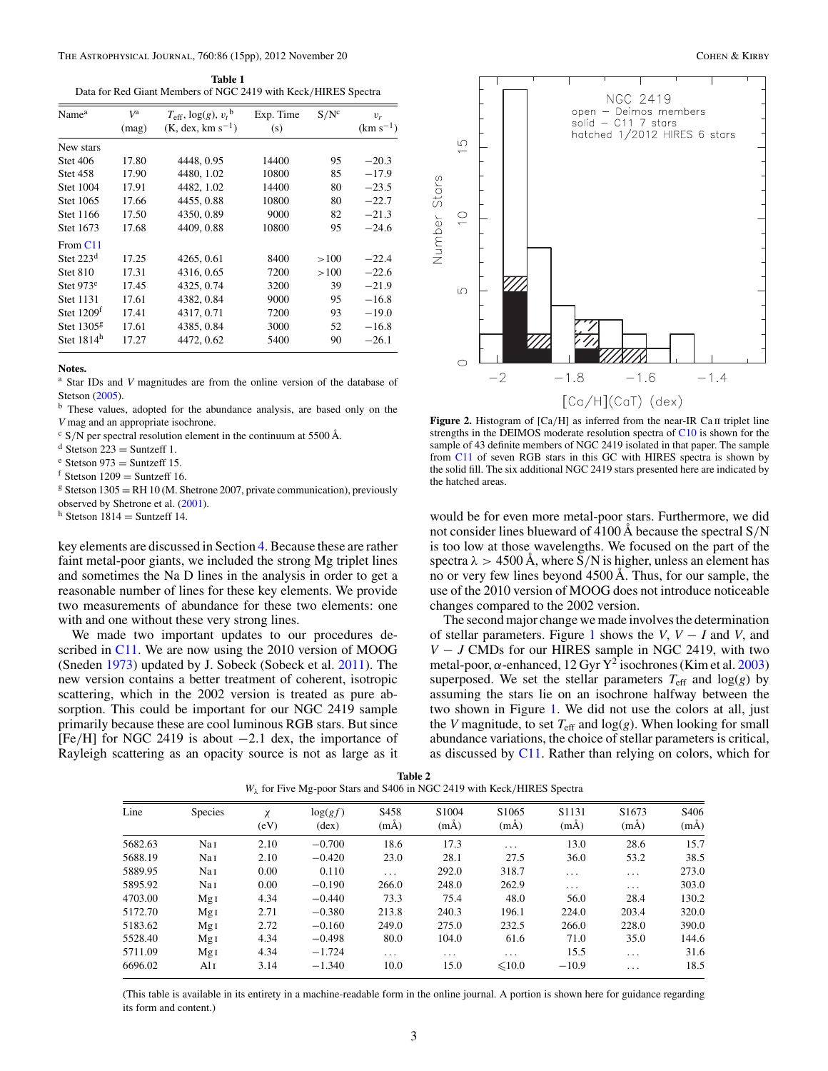**Table 1**
Data for Red Giant Members of NGC 2419 with Keck/HIRES Spectra

| Name[a] | $V$[a] (mag) | $T_{\rm eff}$, log($g$), $v_t$[b] (K, dex, km s$^{-1}$) | Exp. Time (s) | S/N[c] | $v_r$ (km s$^{-1}$) |
|---|---|---|---|---|---|
| New stars | | | | | |
| Stet 406 | 17.80 | 4448, 0.95 | 14400 | 95 | −20.3 |
| Stet 458 | 17.90 | 4480, 1.02 | 10800 | 85 | −17.9 |
| Stet 1004 | 17.91 | 4482, 1.02 | 14400 | 80 | −23.5 |
| Stet 1065 | 17.66 | 4455, 0.88 | 10800 | 80 | −22.7 |
| Stet 1166 | 17.50 | 4350, 0.89 | 9000 | 82 | −21.3 |
| Stet 1673 | 17.68 | 4409, 0.88 | 10800 | 95 | −24.6 |
| From C11 | | | | | |
| Stet 223[d] | 17.25 | 4265, 0.61 | 8400 | >100 | −22.4 |
| Stet 810 | 17.31 | 4316, 0.65 | 7200 | >100 | −22.6 |
| Stet 973[e] | 17.45 | 4325, 0.74 | 3200 | 39 | −21.9 |
| Stet 1131 | 17.61 | 4382, 0.84 | 9000 | 95 | −16.8 |
| Stet 1209[f] | 17.41 | 4317, 0.71 | 7200 | 93 | −19.0 |
| Stet 1305[g] | 17.61 | 4385, 0.84 | 3000 | 52 | −16.8 |
| Stet 1814[h] | 17.27 | 4472, 0.62 | 5400 | 90 | −26.1 |

**Notes.**
[a] Star IDs and $V$ magnitudes are from the online version of the database of Stetson (2005).
[b] These values, adopted for the abundance analysis, are based only on the $V$ mag and an appropriate isochrone.
[c] S/N per spectral resolution element in the continuum at 5500 Å.
[d] Stetson 223 = Suntzeff 1.
[e] Stetson 973 = Suntzeff 15.
[f] Stetson 1209 = Suntzeff 16.
[g] Stetson 1305 = RH 10 (M. Shetrone 2007, private communication), previously observed by Shetrone et al. (2001).
[h] Stetson 1814 = Suntzeff 14.

key elements are discussed in Section 4. Because these are rather faint metal-poor giants, we included the strong Mg triplet lines and sometimes the Na D lines in the analysis in order to get a reasonable number of lines for these key elements. We provide two measurements of abundance for these two elements: one with and one without these very strong lines.

We made two important updates to our procedures described in C11. We are now using the 2010 version of MOOG (Sneden 1973) updated by J. Sobeck (Sobeck et al. 2011). The new version contains a better treatment of coherent, isotropic scattering, which in the 2002 version is treated as pure absorption. This could be important for our NGC 2419 sample primarily because these are cool luminous RGB stars. But since [Fe/H] for NGC 2419 is about −2.1 dex, the importance of Rayleigh scattering as an opacity source is not as large as it would be for even more metal-poor stars. Furthermore, we did not consider lines blueward of 4100 Å because the spectral S/N is too low at those wavelengths. We focused on the part of the spectra $\lambda > 4500$ Å, where S/N is higher, unless an element has no or very few lines beyond 4500 Å. Thus, for our sample, the use of the 2010 version of MOOG does not introduce noticeable changes compared to the 2002 version.

Figure 2. Histogram of [Ca/H] as inferred from the near-IR Ca II triplet line strengths in the DEIMOS moderate resolution spectra of C10 is shown for the sample of 43 definite members of NGC 2419 isolated in that paper. The sample from C11 of seven RGB stars in this GC with HIRES spectra is shown by the solid fill. The six additional NGC 2419 stars presented here are indicated by the hatched areas.

The second major change we made involves the determination of stellar parameters. Figure 1 shows the $V$, $V-I$ and $V$, and $V-J$ CMDs for our HIRES sample in NGC 2419, with two metal-poor, α-enhanced, 12 Gyr Y$^2$ isochrones (Kim et al. 2003) superposed. We set the stellar parameters $T_{\rm eff}$ and log($g$) by assuming the stars lie on an isochrone halfway between the two shown in Figure 1. We did not use the colors at all, just the $V$ magnitude, to set $T_{\rm eff}$ and log($g$). When looking for small abundance variations, the choice of stellar parameters is critical, as discussed by C11. Rather than relying on colors, which for

**Table 2**
$W_\lambda$ for Five Mg-poor Stars and S406 in NGC 2419 with Keck/HIRES Spectra

| Line | Species | $\chi$ (eV) | log($gf$) (dex) | S458 (mÅ) | S1004 (mÅ) | S1065 (mÅ) | S1131 (mÅ) | S1673 (mÅ) | S406 (mÅ) |
|---|---|---|---|---|---|---|---|---|---|
| 5682.63 | Na I | 2.10 | −0.700 | 18.6 | 17.3 | ... | 13.0 | 28.6 | 15.7 |
| 5688.19 | Na I | 2.10 | −0.420 | 23.0 | 28.1 | 27.5 | 36.0 | 53.2 | 38.5 |
| 5889.95 | Na I | 0.00 | 0.110 | ... | 292.0 | 318.7 | ... | ... | 273.0 |
| 5895.92 | Na I | 0.00 | −0.190 | 266.0 | 248.0 | 262.9 | ... | ... | 303.0 |
| 4703.00 | Mg I | 4.34 | −0.440 | 73.3 | 75.4 | 48.0 | 56.0 | 28.4 | 130.2 |
| 5172.70 | Mg I | 2.71 | −0.380 | 213.8 | 240.3 | 196.1 | 224.0 | 203.4 | 320.0 |
| 5183.62 | Mg I | 2.72 | −0.160 | 249.0 | 275.0 | 232.5 | 266.0 | 228.0 | 390.0 |
| 5528.40 | Mg I | 4.34 | −0.498 | 80.0 | 104.0 | 61.6 | 71.0 | 35.0 | 144.6 |
| 5711.09 | Mg I | 4.34 | −1.724 | ... | ... | ... | 15.5 | ... | 31.6 |
| 6696.02 | Al I | 3.14 | −1.340 | 10.0 | 15.0 | ⩽10.0 | −10.9 | ... | 18.5 |

(This table is available in its entirety in a machine-readable form in the online journal. A portion is shown here for guidance regarding its form and content.)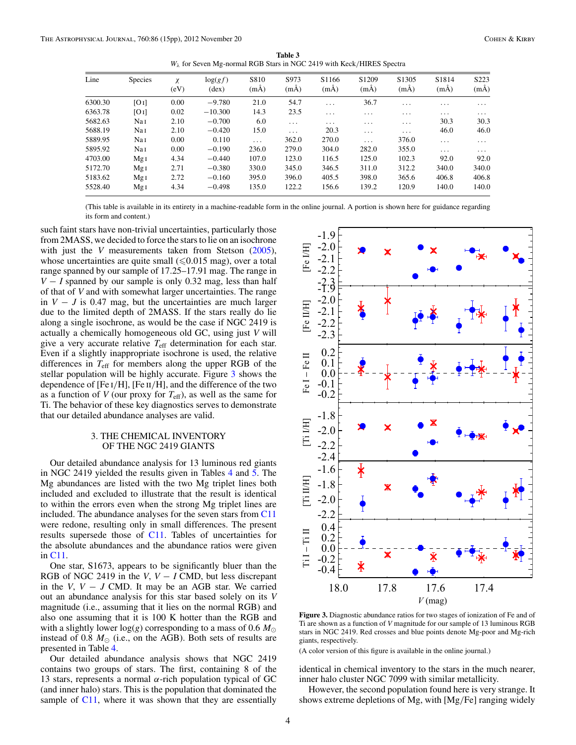**Table 3**
$W_\lambda$ for Seven Mg-normal RGB Stars in NGC 2419 with Keck/HIRES Spectra

| Line | Species | $\chi$ (eV) | $\log(gf)$ (dex) | S810 (mÅ) | S973 (mÅ) | S1166 (mÅ) | S1209 (mÅ) | S1305 (mÅ) | S1814 (mÅ) | S223 (mÅ) |
|---|---|---|---|---|---|---|---|---|---|---|
| 6300.30 | [O I] | 0.00 | −9.780 | 21.0 | 54.7 | ... | 36.7 | ... | ... | ... |
| 6363.78 | [O I] | 0.02 | −10.300 | 14.3 | 23.5 | ... | ... | ... | ... | ... |
| 5682.63 | Na I | 2.10 | −0.700 | 6.0 | ... | ... | ... | ... | 30.3 | 30.3 |
| 5688.19 | Na I | 2.10 | −0.420 | 15.0 | ... | 20.3 | ... | ... | 46.0 | 46.0 |
| 5889.95 | Na I | 0.00 | 0.110 | ... | 362.0 | 270.0 | ... | 376.0 | ... | ... |
| 5895.92 | Na I | 0.00 | −0.190 | 236.0 | 279.0 | 304.0 | 282.0 | 355.0 | ... | ... |
| 4703.00 | Mg I | 4.34 | −0.440 | 107.0 | 123.0 | 116.5 | 125.0 | 102.3 | 92.0 | 92.0 |
| 5172.70 | Mg I | 2.71 | −0.380 | 330.0 | 345.0 | 346.5 | 311.0 | 312.2 | 340.0 | 340.0 |
| 5183.62 | Mg I | 2.72 | −0.160 | 395.0 | 396.0 | 405.5 | 398.0 | 365.6 | 406.8 | 406.8 |
| 5528.40 | Mg I | 4.34 | −0.498 | 135.0 | 122.2 | 156.6 | 139.2 | 120.9 | 140.0 | 140.0 |

(This table is available in its entirety in a machine-readable form in the online journal. A portion is shown here for guidance regarding its form and content.)

such faint stars have non-trivial uncertainties, particularly those from 2MASS, we decided to force the stars to lie on an isochrone with just the $V$ measurements taken from Stetson (2005), whose uncertainties are quite small ($\lesssim$0.015 mag), over a total range spanned by our sample of 17.25–17.91 mag. The range in $V-I$ spanned by our sample is only 0.32 mag, less than half of that of $V$ and with somewhat larger uncertainties. The range in $V-J$ is 0.47 mag, but the uncertainties are much larger due to the limited depth of 2MASS. If the stars really do lie along a single isochrone, as would be the case if NGC 2419 is actually a chemically homogeneous old GC, using just $V$ will give a very accurate relative $T_{\rm eff}$ determination for each star. Even if a slightly inappropriate isochrone is used, the relative differences in $T_{\rm eff}$ for members along the upper RGB of the stellar population will be highly accurate. Figure 3 shows the dependence of [Fe I/H], [Fe II/H], and the difference of the two as a function of $V$ (our proxy for $T_{\rm eff}$), as well as the same for Ti. The behavior of these key diagnostics serves to demonstrate that our detailed abundance analyses are valid.

## 3. THE CHEMICAL INVENTORY OF THE NGC 2419 GIANTS

Our detailed abundance analysis for 13 luminous red giants in NGC 2419 yielded the results given in Tables 4 and 5. The Mg abundances are listed with the two Mg triplet lines both included and excluded to illustrate that the result is identical to within the errors even when the strong Mg triplet lines are included. The abundance analyses for the seven stars from C11 were redone, resulting only in small differences. The present results supersede those of C11. Tables of uncertainties for the absolute abundances and the abundance ratios were given in C11.

One star, S1673, appears to be significantly bluer than the RGB of NGC 2419 in the $V$, $V-I$ CMD, but less discrepant in the $V$, $V-J$ CMD. It may be an AGB star. We carried out an abundance analysis for this star based solely on its $V$ magnitude (i.e., assuming that it lies on the normal RGB) and also one assuming that it is 100 K hotter than the RGB and with a slightly lower $\log(g)$ corresponding to a mass of 0.6 $M_\odot$ instead of 0.8 $M_\odot$ (i.e., on the AGB). Both sets of results are presented in Table 4.

Our detailed abundance analysis shows that NGC 2419 contains two groups of stars. The first, containing 8 of the 13 stars, represents a normal $\alpha$-rich population typical of GC (and inner halo) stars. This is the population that dominated the sample of C11, where it was shown that they are essentially identical in chemical inventory to the stars in the much nearer, inner halo cluster NGC 7099 with similar metallicity.

**Figure 3.** Diagnostic abundance ratios for two stages of ionization of Fe and of Ti are shown as a function of $V$ magnitude for our sample of 13 luminous RGB stars in NGC 2419. Red crosses and blue points denote Mg-poor and Mg-rich giants, respectively.

(A color version of this figure is available in the online journal.)

However, the second population found here is very strange. It shows extreme depletions of Mg, with [Mg/Fe] ranging widely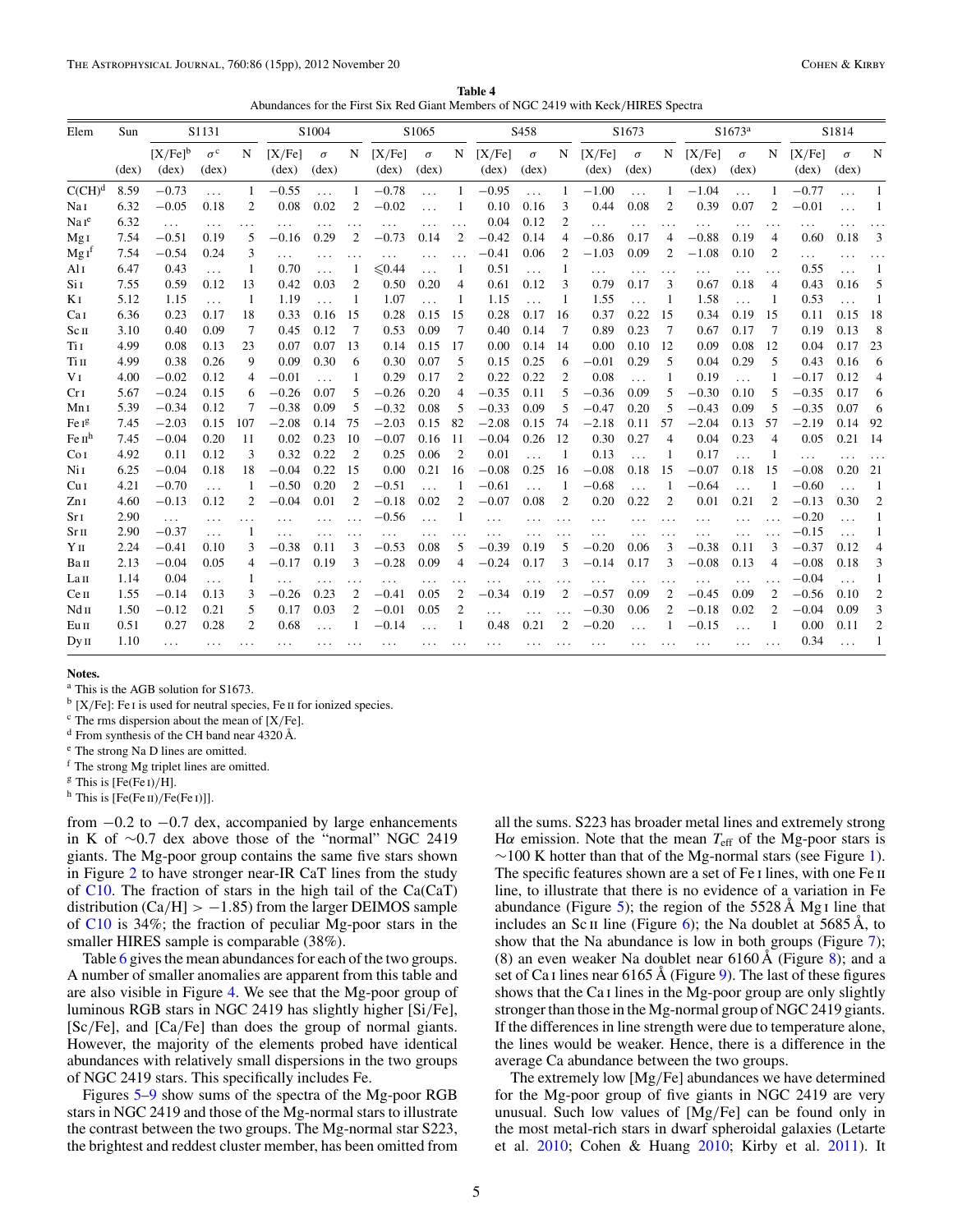**Table 4**
Abundances for the First Six Red Giant Members of NGC 2419 with Keck/HIRES Spectra

| Elem | Sun | S1131 | | | S1004 | | | S1065 | | | S458 | | | S1673 | | | S1673[a] | | | S1814 | | |
|---|---|---|---|---|---|---|---|---|---|---|---|---|---|---|---|---|---|---|---|---|---|---|
| | (dex) | [X/Fe][b] (dex) | $\sigma$[c] (dex) | N | [X/Fe] (dex) | $\sigma$ (dex) | N | [X/Fe] (dex) | $\sigma$ (dex) | N | [X/Fe] (dex) | $\sigma$ (dex) | N | [X/Fe] (dex) | $\sigma$ (dex) | N | [X/Fe] (dex) | $\sigma$ (dex) | N | [X/Fe] (dex) | $\sigma$ (dex) | N |
| C(CH)[d] | 8.59 | −0.73 | ... | 1 | −0.55 | ... | 1 | −0.78 | ... | 1 | −0.95 | ... | 1 | −1.00 | ... | 1 | −1.04 | ... | 1 | −0.77 | ... | 1 |
| Na I | 6.32 | −0.05 | 0.18 | 2 | 0.08 | 0.02 | 2 | −0.02 | ... | 1 | 0.10 | 0.16 | 3 | 0.44 | 0.08 | 2 | 0.39 | 0.07 | 2 | −0.01 | ... | 1 |
| Na I[e] | 6.32 | ... | ... | ... | ... | ... | ... | ... | ... | ... | 0.04 | 0.12 | 2 | ... | ... | ... | ... | ... | ... | ... | ... | ... |
| Mg I | 7.54 | −0.51 | 0.19 | 5 | −0.16 | 0.29 | 2 | −0.73 | 0.14 | 2 | −0.42 | 0.14 | 4 | −0.86 | 0.17 | 4 | −0.88 | 0.19 | 4 | 0.60 | 0.18 | 3 |
| Mg I[f] | 7.54 | −0.54 | 0.24 | 3 | ... | ... | ... | ... | ... | ... | −0.41 | 0.06 | 2 | −1.03 | 0.09 | 2 | −1.08 | 0.10 | 2 | ... | ... | ... |
| Al I | 6.47 | 0.43 | ... | 1 | 0.70 | ... | 1 | ≤0.44 | ... | 1 | 0.51 | ... | 1 | ... | ... | ... | ... | ... | ... | 0.55 | ... | 1 |
| Si I | 7.55 | 0.59 | 0.12 | 13 | 0.42 | 0.03 | 2 | 0.50 | 0.20 | 4 | 0.61 | 0.12 | 3 | 0.79 | 0.17 | 3 | 0.67 | 0.18 | 4 | 0.43 | 0.16 | 5 |
| K I | 5.12 | 1.15 | ... | 1 | 1.19 | ... | 1 | 1.07 | ... | 1 | 1.15 | ... | 1 | 1.55 | ... | 1 | 1.58 | ... | 1 | 0.53 | ... | 1 |
| Ca I | 6.36 | 0.23 | 0.17 | 18 | 0.33 | 0.16 | 15 | 0.28 | 0.15 | 15 | 0.28 | 0.17 | 16 | 0.37 | 0.22 | 15 | 0.34 | 0.19 | 15 | 0.11 | 0.15 | 18 |
| Sc II | 3.10 | 0.40 | 0.09 | 7 | 0.45 | 0.12 | 7 | 0.53 | 0.09 | 7 | 0.40 | 0.14 | 7 | 0.89 | 0.23 | 7 | 0.67 | 0.17 | 7 | 0.19 | 0.13 | 8 |
| Ti I | 4.99 | 0.08 | 0.13 | 23 | 0.07 | 0.07 | 13 | 0.14 | 0.15 | 17 | 0.00 | 0.14 | 14 | 0.00 | 0.10 | 12 | 0.09 | 0.08 | 12 | 0.04 | 0.17 | 23 |
| Ti II | 4.99 | 0.38 | 0.26 | 9 | 0.09 | 0.30 | 6 | 0.30 | 0.07 | 5 | 0.15 | 0.25 | 6 | −0.01 | 0.29 | 5 | 0.04 | 0.29 | 5 | 0.43 | 0.16 | 6 |
| V I | 4.00 | −0.02 | 0.12 | 4 | −0.01 | ... | 1 | 0.29 | 0.17 | 2 | 0.22 | 0.22 | 2 | 0.08 | ... | 1 | 0.19 | ... | 1 | −0.17 | 0.12 | 4 |
| Cr I | 5.67 | −0.24 | 0.15 | 6 | −0.26 | 0.07 | 5 | −0.26 | 0.20 | 4 | −0.35 | 0.11 | 5 | −0.36 | 0.09 | 5 | −0.30 | 0.10 | 5 | −0.35 | 0.17 | 6 |
| Mn I | 5.39 | −0.34 | 0.12 | 7 | −0.38 | 0.09 | 5 | −0.32 | 0.08 | 5 | −0.33 | 0.09 | 5 | −0.47 | 0.20 | 5 | −0.43 | 0.09 | 5 | −0.35 | 0.07 | 6 |
| Fe I[g] | 7.45 | −2.03 | 0.15 | 107 | −2.08 | 0.14 | 75 | −2.03 | 0.15 | 82 | −2.08 | 0.15 | 74 | −2.18 | 0.11 | 57 | −2.04 | 0.13 | 57 | −2.19 | 0.14 | 92 |
| Fe II[h] | 7.45 | −0.04 | 0.20 | 11 | 0.02 | 0.23 | 10 | −0.07 | 0.16 | 11 | −0.04 | 0.26 | 12 | 0.30 | 0.27 | 4 | 0.04 | 0.23 | 4 | 0.05 | 0.21 | 14 |
| Co I | 4.92 | 0.11 | 0.12 | 3 | 0.32 | 0.22 | 2 | 0.25 | 0.06 | 2 | 0.01 | ... | 1 | 0.13 | ... | 1 | 0.17 | ... | 1 | ... | ... | ... |
| Ni I | 6.25 | −0.04 | 0.18 | 18 | −0.04 | 0.22 | 15 | 0.00 | 0.21 | 16 | −0.08 | 0.25 | 16 | −0.08 | 0.18 | 15 | −0.07 | 0.18 | 15 | −0.08 | 0.20 | 21 |
| Cu I | 4.21 | −0.70 | ... | 1 | −0.50 | 0.20 | 2 | −0.51 | ... | 1 | −0.61 | ... | 1 | −0.68 | ... | 1 | −0.64 | ... | 1 | −0.60 | ... | 1 |
| Zn I | 4.60 | −0.13 | 0.12 | 2 | −0.04 | 0.01 | 2 | −0.18 | 0.02 | 2 | −0.07 | 0.08 | 2 | 0.20 | 0.22 | 2 | 0.01 | 0.21 | 2 | −0.13 | 0.30 | 2 |
| Sr I | 2.90 | ... | ... | ... | ... | ... | ... | −0.56 | ... | 1 | ... | ... | ... | ... | ... | ... | ... | ... | ... | −0.20 | ... | 1 |
| Sr II | 2.90 | −0.37 | ... | 1 | ... | ... | ... | ... | ... | ... | ... | ... | ... | ... | ... | ... | ... | ... | ... | −0.15 | ... | 1 |
| Y II | 2.24 | −0.41 | 0.10 | 3 | −0.38 | 0.11 | 3 | −0.53 | 0.08 | 5 | −0.39 | 0.19 | 5 | −0.20 | 0.06 | 3 | −0.38 | 0.11 | 3 | −0.37 | 0.12 | 4 |
| Ba II | 2.13 | −0.04 | 0.05 | 4 | −0.17 | 0.19 | 3 | −0.28 | 0.09 | 4 | −0.24 | 0.17 | 3 | −0.14 | 0.17 | 3 | −0.08 | 0.13 | 4 | −0.08 | 0.18 | 3 |
| La II | 1.14 | 0.04 | ... | 1 | ... | ... | ... | ... | ... | ... | ... | ... | ... | ... | ... | ... | ... | ... | ... | −0.04 | ... | 1 |
| Ce II | 1.55 | −0.14 | 0.13 | 3 | −0.26 | 0.23 | 2 | −0.41 | 0.05 | 2 | −0.34 | 0.19 | 2 | −0.57 | 0.09 | 2 | −0.45 | 0.09 | 2 | −0.56 | 0.10 | 2 |
| Nd II | 1.50 | −0.12 | 0.21 | 5 | 0.17 | 0.03 | 2 | −0.01 | 0.05 | 2 | ... | ... | ... | −0.30 | 0.06 | 2 | −0.18 | 0.02 | 2 | −0.04 | 0.09 | 3 |
| Eu II | 0.51 | 0.27 | 0.28 | 2 | 0.68 | ... | 1 | −0.14 | ... | 1 | 0.48 | 0.21 | 2 | −0.20 | ... | 1 | −0.15 | ... | 1 | 0.00 | 0.11 | 2 |
| Dy II | 1.10 | ... | ... | ... | ... | ... | ... | ... | ... | ... | ... | ... | ... | ... | ... | ... | ... | ... | ... | 0.34 | ... | 1 |

**Notes.**
[a] This is the AGB solution for S1673.
[b] [X/Fe]: Fe I is used for neutral species, Fe II for ionized species.
[c] The rms dispersion about the mean of [X/Fe].
[d] From synthesis of the CH band near 4320 Å.
[e] The strong Na D lines are omitted.
[f] The strong Mg triplet lines are omitted.
[g] This is [Fe(Fe I)/H].
[h] This is [Fe(Fe II)/Fe(Fe I)]].

from −0.2 to −0.7 dex, accompanied by large enhancements in K of ∼0.7 dex above those of the "normal" NGC 2419 giants. The Mg-poor group contains the same five stars shown in Figure 2 to have stronger near-IR CaT lines from the study of C10. The fraction of stars in the high tail of the Ca(CaT) distribution (Ca/H] > −1.85) from the larger DEIMOS sample of C10 is 34%; the fraction of peculiar Mg-poor stars in the smaller HIRES sample is comparable (38%).

Table 6 gives the mean abundances for each of the two groups. A number of smaller anomalies are apparent from this table and are also visible in Figure 4. We see that the Mg-poor group of luminous RGB stars in NGC 2419 has slightly higher [Si/Fe], [Sc/Fe], and [Ca/Fe] than does the group of normal giants. However, the majority of the elements probed have identical abundances with relatively small dispersions in the two groups of NGC 2419 stars. This specifically includes Fe.

Figures 5–9 show sums of the spectra of the Mg-poor RGB stars in NGC 2419 and those of the Mg-normal stars to illustrate the contrast between the two groups. The Mg-normal star S223, the brightest and reddest cluster member, has been omitted from all the sums. S223 has broader metal lines and extremely strong Hα emission. Note that the mean $T_{\rm eff}$ of the Mg-poor stars is ∼100 K hotter than that of the Mg-normal stars (see Figure 1). The specific features shown are a set of Fe I lines, with one Fe II line, to illustrate that there is no evidence of a variation in Fe abundance (Figure 5); the region of the 5528 Å Mg I line that includes an Sc II line (Figure 6); the Na doublet at 5685 Å, to show that the Na abundance is low in both groups (Figure 7); (8) an even weaker Na doublet near 6160 Å (Figure 8); and a set of Ca I lines near 6165 Å (Figure 9). The last of these figures shows that the Ca I lines in the Mg-poor group are only slightly stronger than those in the Mg-normal group of NGC 2419 giants. If the differences in line strength were due to temperature alone, the lines would be weaker. Hence, there is a difference in the average Ca abundance between the two groups.

The extremely low [Mg/Fe] abundances we have determined for the Mg-poor group of five giants in NGC 2419 are very unusual. Such low values of [Mg/Fe] can be found only in the most metal-rich stars in dwarf spheroidal galaxies (Letarte et al. 2010; Cohen & Huang 2010; Kirby et al. 2011). It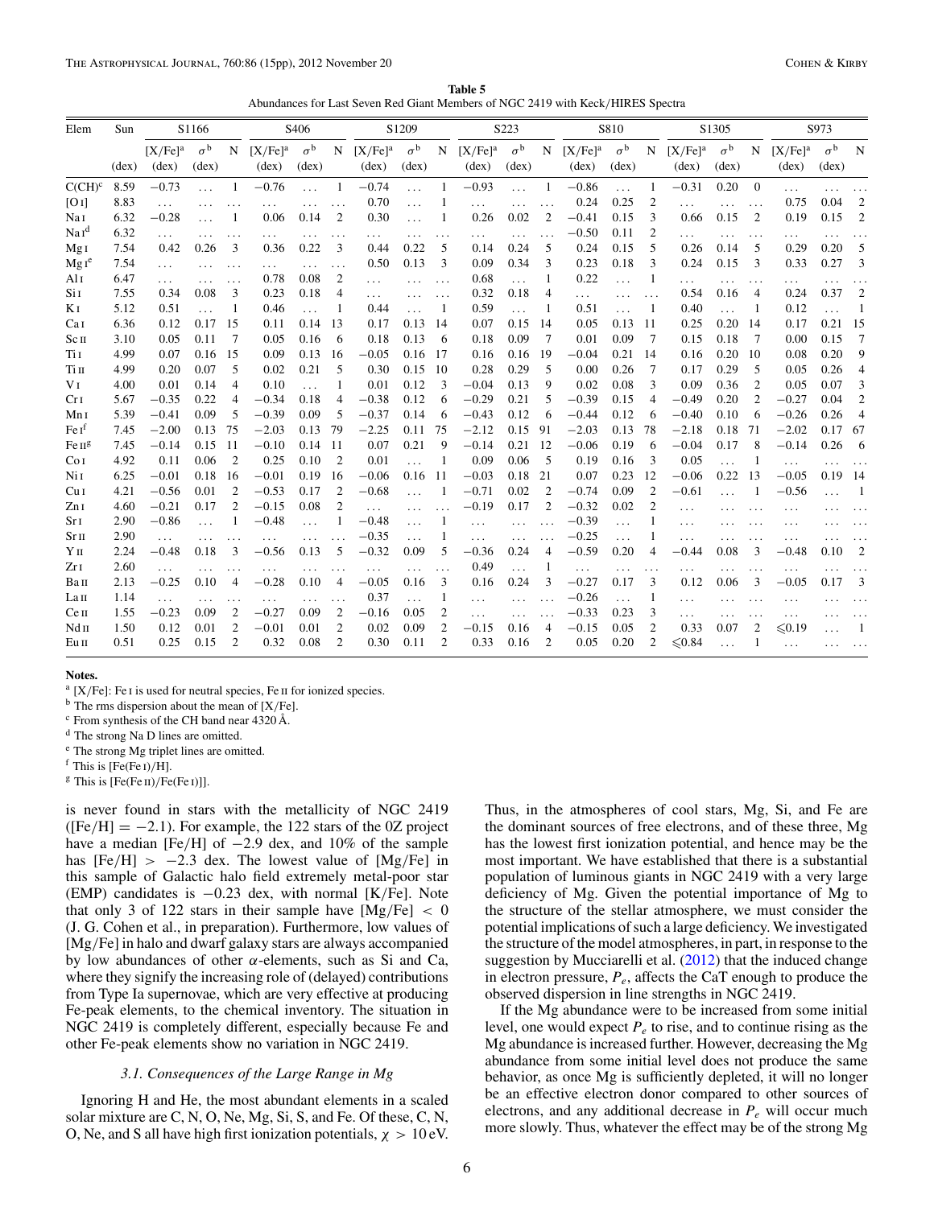**Table 5**
Abundances for Last Seven Red Giant Members of NGC 2419 with Keck/HIRES Spectra

| Elem | Sun | S1166 | | | S406 | | | S1209 | | | S223 | | | S810 | | | S1305 | | | S973 | | |
|---|---|---|---|---|---|---|---|---|---|---|---|---|---|---|---|---|---|---|---|---|---|---|
| | | [X/Fe][a] | $\sigma$[b] | N | [X/Fe][a] | $\sigma$[b] | N | [X/Fe][a] | $\sigma$[b] | N | [X/Fe][a] | $\sigma$[b] | N | [X/Fe][a] | $\sigma$[b] | N | [X/Fe][a] | $\sigma$[b] | N | [X/Fe][a] | $\sigma$[b] | N |
| | (dex) | (dex) | (dex) | | (dex) | (dex) | | (dex) | (dex) | | (dex) | (dex) | | (dex) | (dex) | | (dex) | (dex) | | (dex) | (dex) | |
| C(CH)[c] | 8.59 | −0.73 | ... | 1 | −0.76 | ... | 1 | −0.74 | ... | 1 | −0.93 | ... | 1 | −0.86 | ... | 1 | −0.31 | 0.20 | 0 | ... | ... | ... |
| [O I] | 8.83 | ... | ... | ... | ... | ... | ... | 0.70 | ... | 1 | ... | ... | ... | 0.24 | 0.25 | 2 | ... | ... | ... | 0.75 | 0.04 | 2 |
| Na I | 6.32 | −0.28 | ... | 1 | 0.06 | 0.14 | 2 | 0.30 | ... | 1 | 0.26 | 0.02 | 2 | −0.41 | 0.15 | 3 | 0.66 | 0.15 | 2 | 0.19 | 0.15 | 2 |
| Na I[d] | 6.32 | ... | ... | ... | ... | ... | ... | ... | ... | ... | ... | ... | ... | −0.50 | 0.11 | 2 | ... | ... | ... | ... | ... | ... |
| Mg I | 7.54 | 0.42 | 0.26 | 3 | 0.36 | 0.22 | 3 | 0.44 | 0.22 | 5 | 0.14 | 0.24 | 5 | 0.24 | 0.15 | 5 | 0.26 | 0.14 | 5 | 0.29 | 0.20 | 5 |
| Mg I[e] | 7.54 | ... | ... | ... | ... | ... | ... | 0.50 | 0.13 | 3 | 0.09 | 0.34 | 3 | 0.23 | 0.18 | 3 | 0.24 | 0.15 | 3 | 0.33 | 0.27 | 3 |
| Al I | 6.47 | ... | ... | ... | 0.78 | 0.08 | 2 | ... | ... | ... | 0.68 | ... | 1 | 0.22 | ... | 1 | ... | ... | ... | ... | ... | ... |
| Si I | 7.55 | 0.34 | 0.08 | 3 | 0.23 | 0.18 | 4 | ... | ... | ... | 0.32 | 0.18 | 4 | ... | ... | ... | 0.54 | 0.16 | 4 | 0.24 | 0.37 | 2 |
| K I | 5.12 | 0.51 | ... | 1 | 0.46 | ... | 1 | 0.44 | ... | 1 | 0.59 | ... | 1 | 0.51 | ... | 1 | 0.40 | ... | 1 | 0.12 | ... | 1 |
| Ca I | 6.36 | 0.12 | 0.17 | 15 | 0.11 | 0.14 | 13 | 0.17 | 0.13 | 14 | 0.07 | 0.15 | 14 | 0.05 | 0.13 | 11 | 0.25 | 0.20 | 14 | 0.17 | 0.21 | 15 |
| Sc II | 3.10 | 0.05 | 0.11 | 7 | 0.05 | 0.16 | 6 | 0.18 | 0.13 | 6 | 0.18 | 0.09 | 7 | 0.01 | 0.09 | 7 | 0.15 | 0.18 | 7 | 0.00 | 0.15 | 7 |
| Ti I | 4.99 | 0.07 | 0.16 | 15 | 0.09 | 0.13 | 16 | −0.05 | 0.16 | 17 | 0.16 | 0.16 | 19 | −0.04 | 0.21 | 14 | 0.16 | 0.20 | 10 | 0.08 | 0.20 | 9 |
| Ti II | 4.99 | 0.20 | 0.07 | 5 | 0.02 | 0.21 | 5 | 0.30 | 0.15 | 10 | 0.28 | 0.29 | 5 | 0.00 | 0.26 | 7 | 0.17 | 0.29 | 5 | 0.05 | 0.26 | 4 |
| V I | 4.00 | 0.01 | 0.14 | 4 | 0.10 | ... | 1 | 0.01 | 0.12 | 3 | −0.04 | 0.13 | 9 | 0.02 | 0.08 | 3 | 0.09 | 0.36 | 2 | 0.05 | 0.07 | 3 |
| Cr I | 5.67 | −0.35 | 0.22 | 4 | −0.34 | 0.18 | 4 | −0.38 | 0.12 | 6 | −0.29 | 0.21 | 5 | −0.39 | 0.15 | 4 | −0.49 | 0.20 | 2 | −0.27 | 0.04 | 2 |
| Mn I | 5.39 | −0.41 | 0.09 | 5 | −0.39 | 0.09 | 5 | −0.37 | 0.14 | 6 | −0.43 | 0.12 | 6 | −0.44 | 0.12 | 6 | −0.40 | 0.10 | 6 | −0.26 | 0.26 | 4 |
| Fe I[f] | 7.45 | −2.00 | 0.13 | 75 | −2.03 | 0.13 | 79 | −2.25 | 0.11 | 75 | −2.12 | 0.15 | 91 | −2.03 | 0.13 | 78 | −2.18 | 0.18 | 71 | −2.02 | 0.17 | 67 |
| Fe II[g] | 7.45 | −0.14 | 0.15 | 11 | −0.10 | 0.14 | 11 | 0.07 | 0.21 | 9 | −0.14 | 0.21 | 12 | −0.06 | 0.19 | 6 | −0.04 | 0.17 | 8 | −0.14 | 0.26 | 6 |
| Co I | 4.92 | 0.11 | 0.06 | 2 | 0.25 | 0.10 | 2 | 0.01 | ... | 1 | 0.09 | 0.06 | 5 | 0.19 | 0.16 | 3 | 0.05 | ... | 1 | ... | ... | ... |
| Ni I | 6.25 | −0.01 | 0.18 | 16 | −0.01 | 0.19 | 16 | −0.06 | 0.16 | 11 | −0.03 | 0.18 | 21 | 0.07 | 0.23 | 12 | −0.06 | 0.22 | 13 | −0.05 | 0.19 | 14 |
| Cu I | 4.21 | −0.56 | 0.01 | 2 | −0.53 | 0.17 | 2 | −0.68 | ... | 1 | −0.71 | 0.02 | 2 | −0.74 | 0.09 | 2 | −0.61 | ... | 1 | −0.56 | ... | 1 |
| Zn I | 4.60 | −0.21 | 0.17 | 2 | −0.15 | 0.08 | 2 | ... | ... | ... | −0.19 | 0.17 | 2 | −0.32 | 0.02 | 2 | ... | ... | ... | ... | ... | ... |
| Sr I | 2.90 | −0.86 | ... | 1 | −0.48 | ... | 1 | −0.48 | ... | 1 | ... | ... | ... | −0.39 | ... | 1 | ... | ... | ... | ... | ... | ... |
| Sr II | 2.90 | ... | ... | ... | ... | ... | ... | −0.35 | ... | 1 | ... | ... | ... | −0.25 | ... | 1 | ... | ... | ... | ... | ... | ... |
| Y II | 2.24 | −0.48 | 0.18 | 3 | −0.56 | 0.13 | 5 | −0.32 | 0.09 | 5 | −0.36 | 0.24 | 4 | −0.59 | 0.20 | 4 | −0.44 | 0.08 | 3 | −0.48 | 0.10 | 2 |
| Zr I | 2.60 | ... | ... | ... | ... | ... | ... | ... | ... | ... | 0.49 | ... | 1 | ... | ... | ... | ... | ... | ... | ... | ... | ... |
| Ba II | 2.13 | −0.25 | 0.10 | 4 | −0.28 | 0.10 | 4 | −0.05 | 0.16 | 3 | 0.16 | 0.24 | 3 | −0.27 | 0.17 | 3 | 0.12 | 0.06 | 3 | −0.05 | 0.17 | 3 |
| La II | 1.14 | ... | ... | ... | ... | ... | ... | 0.37 | ... | 1 | ... | ... | ... | −0.26 | ... | 1 | ... | ... | ... | ... | ... | ... |
| Ce II | 1.55 | −0.23 | 0.09 | 2 | −0.27 | 0.09 | 2 | −0.16 | 0.05 | 2 | ... | ... | ... | −0.33 | 0.23 | 3 | ... | ... | ... | ... | ... | ... |
| Nd II | 1.50 | 0.12 | 0.01 | 2 | −0.01 | 0.01 | 2 | 0.02 | 0.09 | 2 | −0.15 | 0.16 | 4 | −0.15 | 0.05 | 2 | 0.33 | 0.07 | 2 | ⩽0.19 | ... | 1 |
| Eu II | 0.51 | 0.25 | 0.15 | 2 | 0.32 | 0.08 | 2 | 0.30 | 0.11 | 2 | 0.33 | 0.16 | 2 | 0.05 | 0.20 | 2 | ⩽0.84 | ... | 1 | ... | ... | ... |

**Notes.**
[a] [X/Fe]: Fe I is used for neutral species, Fe II for ionized species.
[b] The rms dispersion about the mean of [X/Fe].
[c] From synthesis of the CH band near 4320 Å.
[d] The strong Na D lines are omitted.
[e] The strong Mg triplet lines are omitted.
[f] This is [Fe(Fe I)/H].
[g] This is [Fe(Fe II)/Fe(Fe I)]].

is never found in stars with the metallicity of NGC 2419 ([Fe/H] $= -2.1$). For example, the 122 stars of the 0Z project have a median [Fe/H] of $-2.9$ dex, and 10% of the sample has [Fe/H] $> -2.3$ dex. The lowest value of [Mg/Fe] in this sample of Galactic halo field extremely metal-poor star (EMP) candidates is $-0.23$ dex, with normal [K/Fe]. Note that only 3 of 122 stars in their sample have [Mg/Fe] $< 0$ (J. G. Cohen et al., in preparation). Furthermore, low values of [Mg/Fe] in halo and dwarf galaxy stars are always accompanied by low abundances of other $\alpha$-elements, such as Si and Ca, where they signify the increasing role of (delayed) contributions from Type Ia supernovae, which are very effective at producing Fe-peak elements, to the chemical inventory. The situation in NGC 2419 is completely different, especially because Fe and other Fe-peak elements show no variation in NGC 2419.

### *3.1. Consequences of the Large Range in Mg*

Ignoring H and He, the most abundant elements in a scaled solar mixture are C, N, O, Ne, Mg, Si, S, and Fe. Of these, C, N, O, Ne, and S all have high first ionization potentials, $\chi > 10$ eV. Thus, in the atmospheres of cool stars, Mg, Si, and Fe are the dominant sources of free electrons, and of these three, Mg has the lowest first ionization potential, and hence may be the most important. We have established that there is a substantial population of luminous giants in NGC 2419 with a very large deficiency of Mg. Given the potential importance of Mg to the structure of the stellar atmosphere, we must consider the potential implications of such a large deficiency. We investigated the structure of the model atmospheres, in part, in response to the suggestion by Mucciarelli et al. (2012) that the induced change in electron pressure, $P_e$, affects the CaT enough to produce the observed dispersion in line strengths in NGC 2419.

If the Mg abundance were to be increased from some initial level, one would expect $P_e$ to rise, and to continue rising as the Mg abundance is increased further. However, decreasing the Mg abundance from some initial level does not produce the same behavior, as once Mg is sufficiently depleted, it will no longer be an effective electron donor compared to other sources of electrons, and any additional decrease in $P_e$ will occur much more slowly. Thus, whatever the effect may be of the strong Mg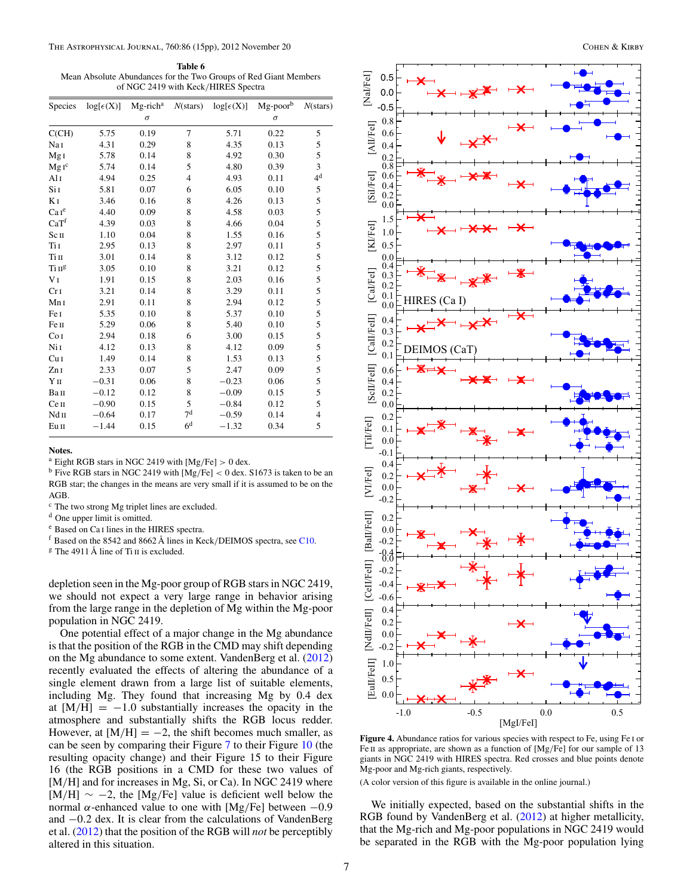**Table 6**
Mean Absolute Abundances for the Two Groups of Red Giant Members of NGC 2419 with Keck/HIRES Spectra

| Species | log[ϵ(X)] | Mg-rich[a] σ | N(stars) | log[ϵ(X)] | Mg-poor[b] σ | N(stars) |
|---|---|---|---|---|---|---|
| C(CH) | 5.75 | 0.19 | 7 | 5.71 | 0.22 | 5 |
| Na I | 4.31 | 0.29 | 8 | 4.35 | 0.13 | 5 |
| Mg I | 5.78 | 0.14 | 8 | 4.92 | 0.30 | 5 |
| Mg I[c] | 5.74 | 0.14 | 5 | 4.80 | 0.39 | 3 |
| Al I | 4.94 | 0.25 | 4 | 4.93 | 0.11 | 4[d] |
| Si I | 5.81 | 0.07 | 6 | 6.05 | 0.10 | 5 |
| K I | 3.46 | 0.16 | 8 | 4.26 | 0.13 | 5 |
| Ca I[e] | 4.40 | 0.09 | 8 | 4.58 | 0.03 | 5 |
| CaT[f] | 4.39 | 0.03 | 8 | 4.66 | 0.04 | 5 |
| Sc II | 1.10 | 0.04 | 8 | 1.55 | 0.16 | 5 |
| Ti I | 2.95 | 0.13 | 8 | 2.97 | 0.11 | 5 |
| Ti II | 3.01 | 0.14 | 8 | 3.12 | 0.12 | 5 |
| Ti II[g] | 3.05 | 0.10 | 8 | 3.21 | 0.12 | 5 |
| V I | 1.91 | 0.15 | 8 | 2.03 | 0.16 | 5 |
| Cr I | 3.21 | 0.14 | 8 | 3.29 | 0.11 | 5 |
| Mn I | 2.91 | 0.11 | 8 | 2.94 | 0.12 | 5 |
| Fe I | 5.35 | 0.10 | 8 | 5.37 | 0.10 | 5 |
| Fe II | 5.29 | 0.06 | 8 | 5.40 | 0.10 | 5 |
| Co I | 2.94 | 0.18 | 6 | 3.00 | 0.15 | 5 |
| Ni I | 4.12 | 0.13 | 8 | 4.12 | 0.09 | 5 |
| Cu I | 1.49 | 0.14 | 8 | 1.53 | 0.13 | 5 |
| Zn I | 2.33 | 0.07 | 5 | 2.47 | 0.09 | 5 |
| Y II | −0.31 | 0.06 | 8 | −0.23 | 0.06 | 5 |
| Ba II | −0.12 | 0.12 | 8 | −0.09 | 0.15 | 5 |
| Ce II | −0.90 | 0.15 | 5 | −0.84 | 0.12 | 5 |
| Nd II | −0.64 | 0.17 | 7[d] | −0.59 | 0.14 | 4 |
| Eu II | −1.44 | 0.15 | 6[d] | −1.32 | 0.34 | 5 |

**Notes.**
[a] Eight RGB stars in NGC 2419 with [Mg/Fe] > 0 dex.
[b] Five RGB stars in NGC 2419 with [Mg/Fe] < 0 dex. S1673 is taken to be an RGB star; the changes in the means are very small if it is assumed to be on the AGB.
[c] The two strong Mg triplet lines are excluded.
[d] One upper limit is omitted.
[e] Based on Ca I lines in the HIRES spectra.
[f] Based on the 8542 and 8662 Å lines in Keck/DEIMOS spectra, see C10.
[g] The 4911 Å line of Ti II is excluded.

depletion seen in the Mg-poor group of RGB stars in NGC 2419, we should not expect a very large range in behavior arising from the large range in the depletion of Mg within the Mg-poor population in NGC 2419.

One potential effect of a major change in the Mg abundance is that the position of the RGB in the CMD may shift depending on the Mg abundance to some extent. VandenBerg et al. (2012) recently evaluated the effects of altering the abundance of a single element drawn from a large list of suitable elements, including Mg. They found that increasing Mg by 0.4 dex at [M/H] = −1.0 substantially increases the opacity in the atmosphere and substantially shifts the RGB locus redder. However, at [M/H] = −2, the shift becomes much smaller, as can be seen by comparing their Figure 7 to their Figure 10 (the resulting opacity change) and their Figure 15 to their Figure 16 (the RGB positions in a CMD for these two values of [M/H] and for increases in Mg, Si, or Ca). In NGC 2419 where [M/H] ∼ −2, the [Mg/Fe] value is deficient well below the normal α-enhanced value to one with [Mg/Fe] between −0.9 and −0.2 dex. It is clear from the calculations of VandenBerg et al. (2012) that the position of the RGB will *not* be perceptibly altered in this situation.

**Figure 4.** Abundance ratios for various species with respect to Fe, using Fe I or Fe II as appropriate, are shown as a function of [Mg/Fe] for our sample of 13 giants in NGC 2419 with HIRES spectra. Red crosses and blue points denote Mg-poor and Mg-rich giants, respectively.

(A color version of this figure is available in the online journal.)

We initially expected, based on the substantial shifts in the RGB found by VandenBerg et al. (2012) at higher metallicity, that the Mg-rich and Mg-poor populations in NGC 2419 would be separated in the RGB with the Mg-poor population lying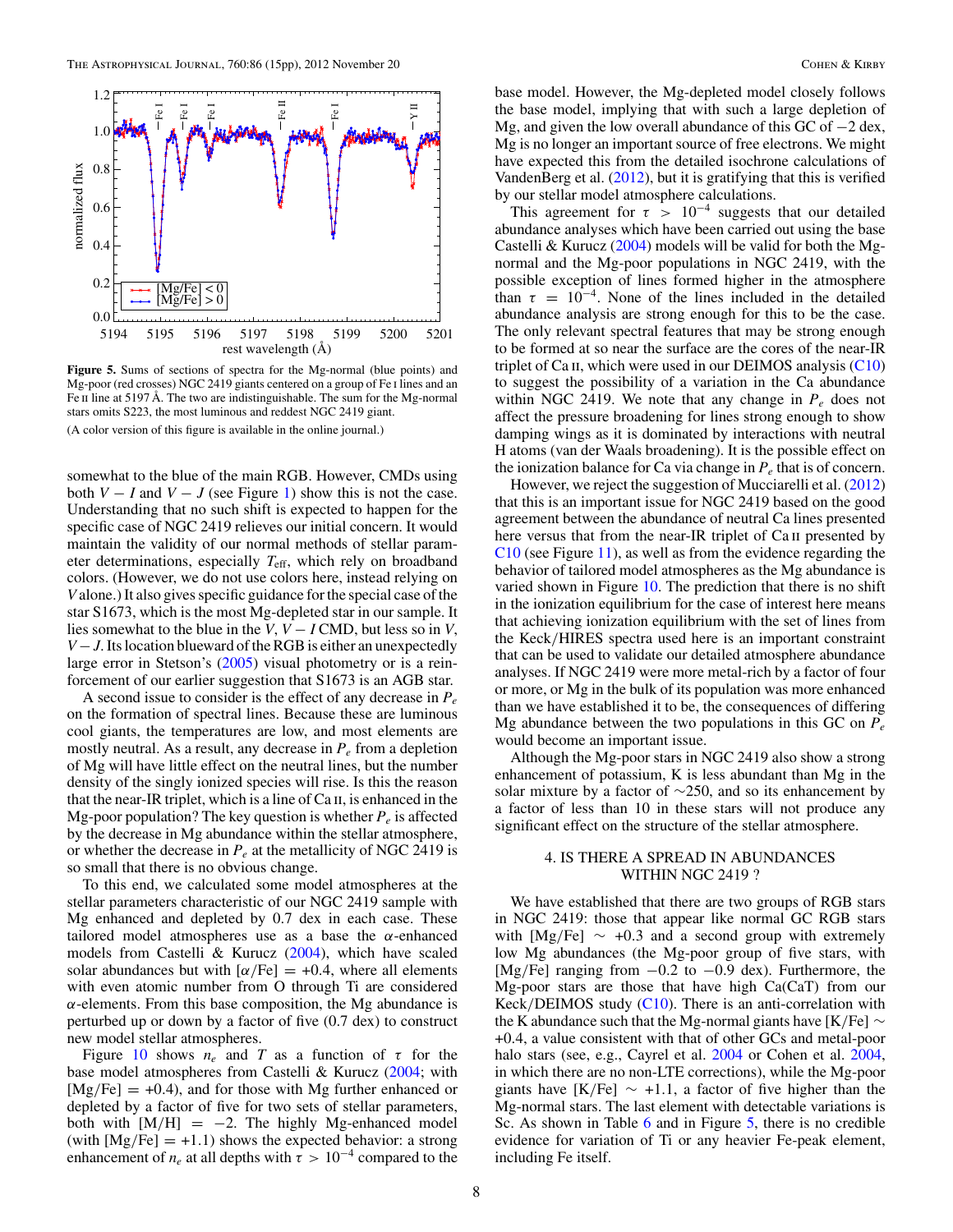**Figure 5.** Sums of sections of spectra for the Mg-normal (blue points) and Mg-poor (red crosses) NGC 2419 giants centered on a group of Fe I lines and an Fe II line at 5197 Å. The two are indistinguishable. The sum for the Mg-normal stars omits S223, the most luminous and reddest NGC 2419 giant.

(A color version of this figure is available in the online journal.)

somewhat to the blue of the main RGB. However, CMDs using both $V - I$ and $V - J$ (see Figure 1) show this is not the case. Understanding that no such shift is expected to happen for the specific case of NGC 2419 relieves our initial concern. It would maintain the validity of our normal methods of stellar parameter determinations, especially $T_{\rm eff}$, which rely on broadband colors. (However, we do not use colors here, instead relying on $V$ alone.) It also gives specific guidance for the special case of the star S1673, which is the most Mg-depleted star in our sample. It lies somewhat to the blue in the $V$, $V - I$ CMD, but less so in $V$, $V - J$. Its location blueward of the RGB is either an unexpectedly large error in Stetson's (2005) visual photometry or is a reinforcement of our earlier suggestion that S1673 is an AGB star.

A second issue to consider is the effect of any decrease in $P_e$ on the formation of spectral lines. Because these are luminous cool giants, the temperatures are low, and most elements are mostly neutral. As a result, any decrease in $P_e$ from a depletion of Mg will have little effect on the neutral lines, but the number density of the singly ionized species will rise. Is this the reason that the near-IR triplet, which is a line of Ca II, is enhanced in the Mg-poor population? The key question is whether $P_e$ is affected by the decrease in Mg abundance within the stellar atmosphere, or whether the decrease in $P_e$ at the metallicity of NGC 2419 is so small that there is no obvious change.

To this end, we calculated some model atmospheres at the stellar parameters characteristic of our NGC 2419 sample with Mg enhanced and depleted by 0.7 dex in each case. These tailored model atmospheres use as a base the $\alpha$-enhanced models from Castelli & Kurucz (2004), which have scaled solar abundances but with $[\alpha/\rm{Fe}] = +0.4$, where all elements with even atomic number from O through Ti are considered $\alpha$-elements. From this base composition, the Mg abundance is perturbed up or down by a factor of five (0.7 dex) to construct new model stellar atmospheres.

Figure 10 shows $n_e$ and $T$ as a function of $\tau$ for the base model atmospheres from Castelli & Kurucz (2004; with $[\rm{Mg/Fe}] = +0.4$), and for those with Mg further enhanced or depleted by a factor of five for two sets of stellar parameters, both with $[\rm{M/H}] = -2$. The highly Mg-enhanced model (with $[\rm{Mg/Fe}] = +1.1$) shows the expected behavior: a strong enhancement of $n_e$ at all depths with $\tau > 10^{-4}$ compared to the base model. However, the Mg-depleted model closely follows the base model, implying that with such a large depletion of Mg, and given the low overall abundance of this GC of −2 dex, Mg is no longer an important source of free electrons. We might have expected this from the detailed isochrone calculations of VandenBerg et al. (2012), but it is gratifying that this is verified by our stellar model atmosphere calculations.

This agreement for $\tau > 10^{-4}$ suggests that our detailed abundance analyses which have been carried out using the base Castelli & Kurucz (2004) models will be valid for both the Mg-normal and the Mg-poor populations in NGC 2419, with the possible exception of lines formed higher in the atmosphere than $\tau = 10^{-4}$. None of the lines included in the detailed abundance analysis are strong enough for this to be the case. The only relevant spectral features that may be strong enough to be formed at so near the surface are the cores of the near-IR triplet of Ca II, which were used in our DEIMOS analysis (C10) to suggest the possibility of a variation in the Ca abundance within NGC 2419. We note that any change in $P_e$ does not affect the pressure broadening for lines strong enough to show damping wings as it is dominated by interactions with neutral H atoms (van der Waals broadening). It is the possible effect on the ionization balance for Ca via change in $P_e$ that is of concern.

However, we reject the suggestion of Mucciarelli et al. (2012) that this is an important issue for NGC 2419 based on the good agreement between the abundance of neutral Ca lines presented here versus that from the near-IR triplet of Ca II presented by C10 (see Figure 11), as well as from the evidence regarding the behavior of tailored model atmospheres as the Mg abundance is varied shown in Figure 10. The prediction that there is no shift in the ionization equilibrium for the case of interest here means that achieving ionization equilibrium with the set of lines from the Keck/HIRES spectra used here is an important constraint that can be used to validate our detailed atmosphere abundance analyses. If NGC 2419 were more metal-rich by a factor of four or more, or Mg in the bulk of its population was more enhanced than we have established it to be, the consequences of differing Mg abundance between the two populations in this GC on $P_e$ would become an important issue.

Although the Mg-poor stars in NGC 2419 also show a strong enhancement of potassium, K is less abundant than Mg in the solar mixture by a factor of ∼250, and so its enhancement by a factor of less than 10 in these stars will not produce any significant effect on the structure of the stellar atmosphere.

## 4. IS THERE A SPREAD IN ABUNDANCES WITHIN NGC 2419 ?

We have established that there are two groups of RGB stars in NGC 2419: those that appear like normal GC RGB stars with $[\rm{Mg/Fe}] \sim +0.3$ and a second group with extremely low Mg abundances (the Mg-poor group of five stars, with [Mg/Fe] ranging from −0.2 to −0.9 dex). Furthermore, the Mg-poor stars are those that have high Ca(CaT) from our Keck/DEIMOS study (C10). There is an anti-correlation with the K abundance such that the Mg-normal giants have $[\rm{K/Fe}] \sim +0.4$, a value consistent with that of other GCs and metal-poor halo stars (see, e.g., Cayrel et al. 2004 or Cohen et al. 2004, in which there are no non-LTE corrections), while the Mg-poor giants have $[\rm{K/Fe}] \sim +1.1$, a factor of five higher than the Mg-normal stars. The last element with detectable variations is Sc. As shown in Table 6 and in Figure 5, there is no credible evidence for variation of Ti or any heavier Fe-peak element, including Fe itself.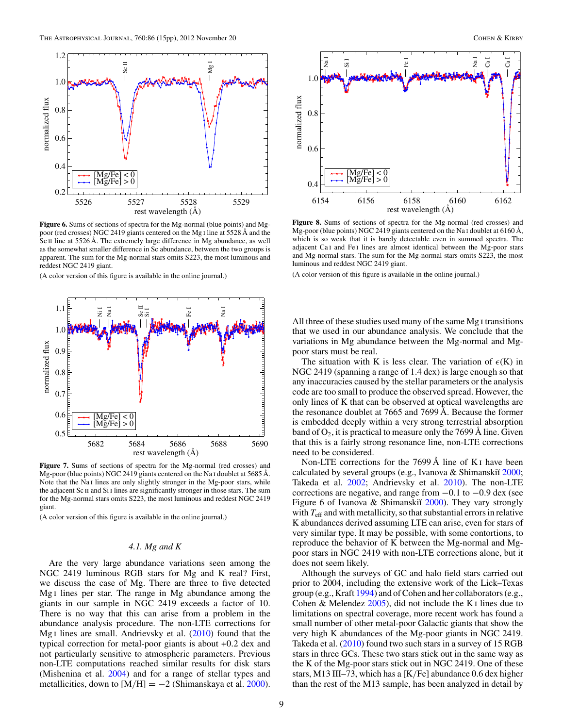**Figure 6.** Sums of sections of spectra for the Mg-normal (blue points) and Mg-poor (red crosses) NGC 2419 giants centered on the Mg I line at 5528 Å and the Sc II line at 5526 Å. The extremely large difference in Mg abundance, as well as the somewhat smaller difference in Sc abundance, between the two groups is apparent. The sum for the Mg-normal stars omits S223, the most luminous and reddest NGC 2419 giant.

(A color version of this figure is available in the online journal.)

**Figure 7.** Sums of sections of spectra for the Mg-normal (red crosses) and Mg-poor (blue points) NGC 2419 giants centered on the Na I doublet at 5685 Å. Note that the Na I lines are only slightly stronger in the Mg-poor stars, while the adjacent Sc II and Si I lines are significantly stronger in those stars. The sum for the Mg-normal stars omits S223, the most luminous and reddest NGC 2419 giant.

(A color version of this figure is available in the online journal.)

### 4.1. Mg and K

Are the very large abundance variations seen among the NGC 2419 luminous RGB stars for Mg and K real? First, we discuss the case of Mg. There are three to five detected Mg I lines per star. The range in Mg abundance among the giants in our sample in NGC 2419 exceeds a factor of 10. There is no way that this can arise from a problem in the abundance analysis procedure. The non-LTE corrections for Mg I lines are small. Andrievsky et al. (2010) found that the typical correction for metal-poor giants is about +0.2 dex and not particularly sensitive to atmospheric parameters. Previous non-LTE computations reached similar results for disk stars (Mishenina et al. 2004) and for a range of stellar types and metallicities, down to [M/H] = −2 (Shimanskaya et al. 2000).

**Figure 8.** Sums of sections of spectra for the Mg-normal (red crosses) and Mg-poor (blue points) NGC 2419 giants centered on the Na I doublet at 6160 Å, which is so weak that it is barely detectable even in summed spectra. The adjacent Ca I and Fe I lines are almost identical between the Mg-poor stars and Mg-normal stars. The sum for the Mg-normal stars omits S223, the most luminous and reddest NGC 2419 giant.

(A color version of this figure is available in the online journal.)

All three of these studies used many of the same Mg I transitions that we used in our abundance analysis. We conclude that the variations in Mg abundance between the Mg-normal and Mg-poor stars must be real.

The situation with K is less clear. The variation of $\epsilon$(K) in NGC 2419 (spanning a range of 1.4 dex) is large enough so that any inaccuracies caused by the stellar parameters or the analysis code are too small to produce the observed spread. However, the only lines of K that can be observed at optical wavelengths are the resonance doublet at 7665 and 7699 Å. Because the former is embedded deeply within a very strong terrestrial absorption band of $O_2$, it is practical to measure only the 7699 Å line. Given that this is a fairly strong resonance line, non-LTE corrections need to be considered.

Non-LTE corrections for the 7699 Å line of K I have been calculated by several groups (e.g., Ivanova & Shimanskiĭ 2000; Takeda et al. 2002; Andrievsky et al. 2010). The non-LTE corrections are negative, and range from −0.1 to −0.9 dex (see Figure 6 of Ivanova & Shimanskiĭ 2000). They vary strongly with $T_{\rm eff}$ and with metallicity, so that substantial errors in relative K abundances derived assuming LTE can arise, even for stars of very similar type. It may be possible, with some contortions, to reproduce the behavior of K between the Mg-normal and Mg-poor stars in NGC 2419 with non-LTE corrections alone, but it does not seem likely.

Although the surveys of GC and halo field stars carried out prior to 2004, including the extensive work of the Lick–Texas group (e.g., Kraft 1994) and of Cohen and her collaborators (e.g., Cohen & Melendez 2005), did not include the K I lines due to limitations on spectral coverage, more recent work has found a small number of other metal-poor Galactic giants that show the very high K abundances of the Mg-poor giants in NGC 2419. Takeda et al. (2010) found two such stars in a survey of 15 RGB stars in three GCs. These two stars stick out in the same way as the K of the Mg-poor stars stick out in NGC 2419. One of these stars, M13 III–73, which has a [K/Fe] abundance 0.6 dex higher than the rest of the M13 sample, has been analyzed in detail by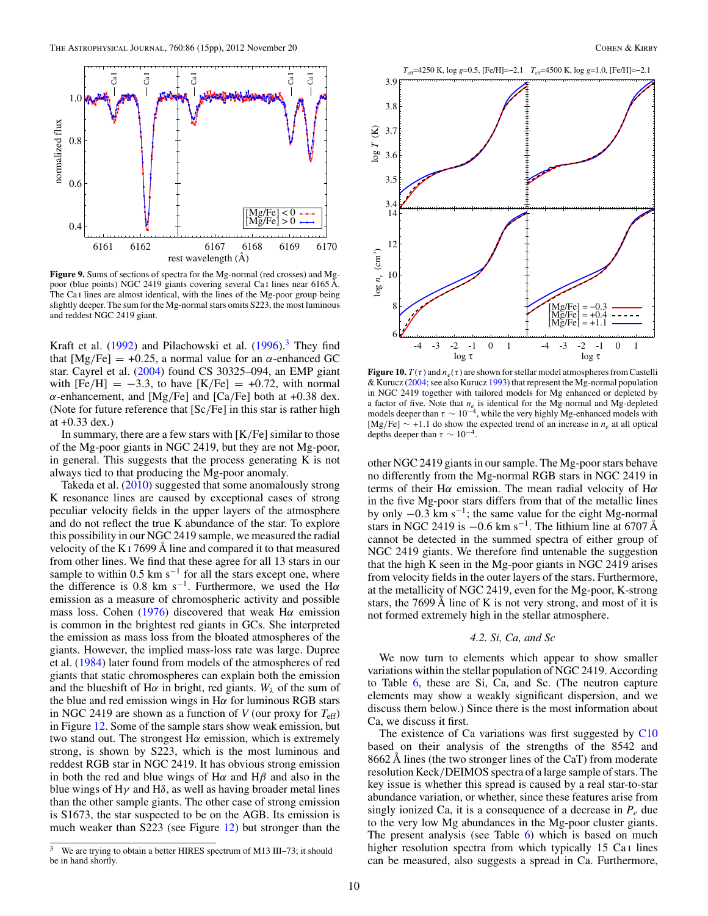**Figure 9.** Sums of sections of spectra for the Mg-normal (red crosses) and Mg-poor (blue points) NGC 2419 giants covering several Ca I lines near 6165 Å. The Ca I lines are almost identical, with the lines of the Mg-poor group being slightly deeper. The sum for the Mg-normal stars omits S223, the most luminous and reddest NGC 2419 giant.

Kraft et al. (1992) and Pilachowski et al. (1996).[3] They find that [Mg/Fe] = +0.25, a normal value for an $\alpha$-enhanced GC star. Cayrel et al. (2004) found CS 30325–094, an EMP giant with [Fe/H] = −3.3, to have [K/Fe] = +0.72, with normal $\alpha$-enhancement, and [Mg/Fe] and [Ca/Fe] both at +0.38 dex. (Note for future reference that [Sc/Fe] in this star is rather high at +0.33 dex.)

In summary, there are a few stars with [K/Fe] similar to those of the Mg-poor giants in NGC 2419, but they are not Mg-poor, in general. This suggests that the process generating K is not always tied to that producing the Mg-poor anomaly.

Takeda et al. (2010) suggested that some anomalously strong K resonance lines are caused by exceptional cases of strong peculiar velocity fields in the upper layers of the atmosphere and do not reflect the true K abundance of the star. To explore this possibility in our NGC 2419 sample, we measured the radial velocity of the K I 7699 Å line and compared it to that measured from other lines. We find that these agree for all 13 stars in our sample to within 0.5 km s$^{-1}$ for all the stars except one, where the difference is 0.8 km s$^{-1}$. Furthermore, we used the H$\alpha$ emission as a measure of chromospheric activity and possible mass loss. Cohen (1976) discovered that weak H$\alpha$ emission is common in the brightest red giants in GCs. She interpreted the emission as mass loss from the bloated atmospheres of the giants. However, the implied mass-loss rate was large. Dupree et al. (1984) later found from models of the atmospheres of red giants that static chromospheres can explain both the emission and the blueshift of H$\alpha$ in bright, red giants. $W_\lambda$ of the sum of the blue and red emission wings in H$\alpha$ for luminous RGB stars in NGC 2419 are shown as a function of $V$ (our proxy for $T_{\rm eff}$) in Figure 12. Some of the sample stars show weak emission, but two stand out. The strongest H$\alpha$ emission, which is extremely strong, is shown by S223, which is the most luminous and reddest RGB star in NGC 2419. It has obvious strong emission in both the red and blue wings of H$\alpha$ and H$\beta$ and also in the blue wings of H$\gamma$ and H$\delta$, as well as having broader metal lines than the other sample giants. The other case of strong emission is S1673, the star suspected to be on the AGB. Its emission is much weaker than S223 (see Figure 12) but stronger than the other NGC 2419 giants in our sample. The Mg-poor stars behave no differently from the Mg-normal RGB stars in NGC 2419 in terms of their H$\alpha$ emission. The mean radial velocity of H$\alpha$ in the five Mg-poor stars differs from that of the metallic lines by only −0.3 km s$^{-1}$; the same value for the eight Mg-normal stars in NGC 2419 is −0.6 km s$^{-1}$. The lithium line at 6707 Å cannot be detected in the summed spectra of either group of NGC 2419 giants. We therefore find untenable the suggestion that the high K seen in the Mg-poor giants in NGC 2419 arises from velocity fields in the outer layers of the stars. Furthermore, at the metallicity of NGC 2419, even for the Mg-poor, K-strong stars, the 7699 Å line of K is not very strong, and most of it is not formed extremely high in the stellar atmosphere.

**Figure 10.** $T(\tau)$ and $n_e(\tau)$ are shown for stellar model atmospheres from Castelli & Kurucz (2004; see also Kurucz 1993) that represent the Mg-normal population in NGC 2419 together with tailored models for Mg enhanced or depleted by a factor of five. Note that $n_e$ is identical for the Mg-normal and Mg-depleted models deeper than $\tau \sim 10^{-4}$, while the very highly Mg-enhanced models with [Mg/Fe] $\sim$ +1.1 do show the expected trend of an increase in $n_e$ at all optical depths deeper than $\tau \sim 10^{-4}$.

### 4.2. Si, Ca, and Sc

We now turn to elements which appear to show smaller variations within the stellar population of NGC 2419. According to Table 6, these are Si, Ca, and Sc. (The neutron capture elements may show a weakly significant dispersion, and we discuss them below.) Since there is the most information about Ca, we discuss it first.

The existence of Ca variations was first suggested by C10 based on their analysis of the strengths of the 8542 and 8662 Å lines (the two stronger lines of the CaT) from moderate resolution Keck/DEIMOS spectra of a large sample of stars. The key issue is whether this spread is caused by a real star-to-star abundance variation, or whether, since these features arise from singly ionized Ca, it is a consequence of a decrease in $P_e$ due to the very low Mg abundances in the Mg-poor cluster giants. The present analysis (see Table 6) which is based on much higher resolution spectra from which typically 15 Ca I lines can be measured, also suggests a spread in Ca. Furthermore,

[3] We are trying to obtain a better HIRES spectrum of M13 III–73; it should be in hand shortly.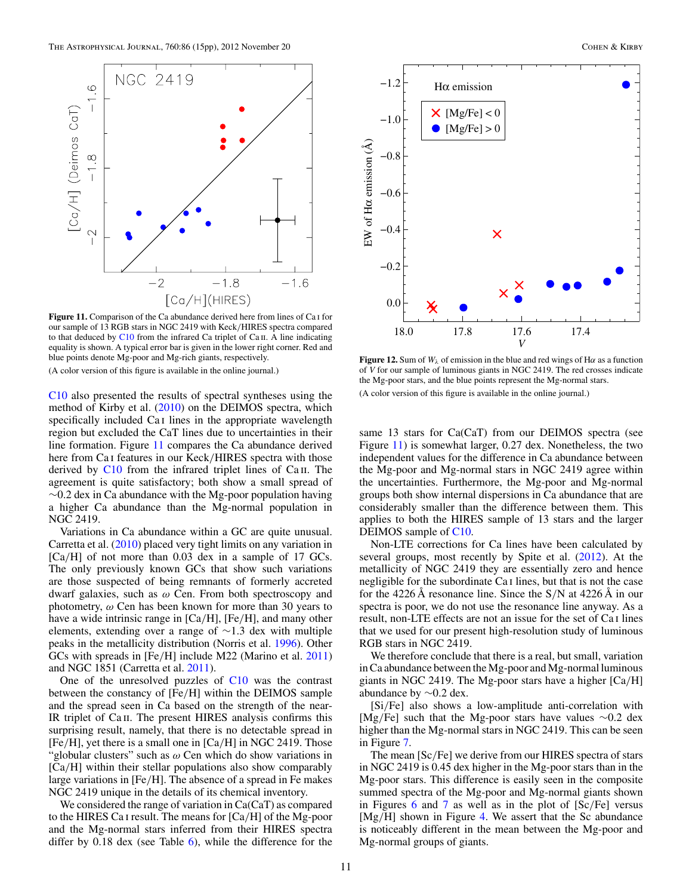**Figure 11.** Comparison of the Ca abundance derived here from lines of Ca I for our sample of 13 RGB stars in NGC 2419 with Keck/HIRES spectra compared to that deduced by C10 from the infrared Ca triplet of Ca II. A line indicating equality is shown. A typical error bar is given in the lower right corner. Red and blue points denote Mg-poor and Mg-rich giants, respectively.

(A color version of this figure is available in the online journal.)

**Figure 12.** Sum of $W_\lambda$ of emission in the blue and red wings of H$\alpha$ as a function of $V$ for our sample of luminous giants in NGC 2419. The red crosses indicate the Mg-poor stars, and the blue points represent the Mg-normal stars.

(A color version of this figure is available in the online journal.)

C10 also presented the results of spectral syntheses using the method of Kirby et al. (2010) on the DEIMOS spectra, which specifically included Ca I lines in the appropriate wavelength region but excluded the CaT lines due to uncertainties in their line formation. Figure 11 compares the Ca abundance derived here from Ca I features in our Keck/HIRES spectra with those derived by C10 from the infrared triplet lines of Ca II. The agreement is quite satisfactory; both show a small spread of ∼0.2 dex in Ca abundance with the Mg-poor population having a higher Ca abundance than the Mg-normal population in NGC 2419.

Variations in Ca abundance within a GC are quite unusual. Carretta et al. (2010) placed very tight limits on any variation in [Ca/H] of not more than 0.03 dex in a sample of 17 GCs. The only previously known GCs that show such variations are those suspected of being remnants of formerly accreted dwarf galaxies, such as $\omega$ Cen. From both spectroscopy and photometry, $\omega$ Cen has been known for more than 30 years to have a wide intrinsic range in [Ca/H], [Fe/H], and many other elements, extending over a range of ∼1.3 dex with multiple peaks in the metallicity distribution (Norris et al. 1996). Other GCs with spreads in [Fe/H] include M22 (Marino et al. 2011) and NGC 1851 (Carretta et al. 2011).

One of the unresolved puzzles of C10 was the contrast between the constancy of [Fe/H] within the DEIMOS sample and the spread seen in Ca based on the strength of the near-IR triplet of Ca II. The present HIRES analysis confirms this surprising result, namely, that there is no detectable spread in [Fe/H], yet there is a small one in [Ca/H] in NGC 2419. Those "globular clusters" such as $\omega$ Cen which do show variations in [Ca/H] within their stellar populations also show comparably large variations in [Fe/H]. The absence of a spread in Fe makes NGC 2419 unique in the details of its chemical inventory.

We considered the range of variation in Ca(CaT) as compared to the HIRES Ca I result. The means for [Ca/H] of the Mg-poor and the Mg-normal stars inferred from their HIRES spectra differ by 0.18 dex (see Table 6), while the difference for the same 13 stars for Ca(CaT) from our DEIMOS spectra (see Figure 11) is somewhat larger, 0.27 dex. Nonetheless, the two independent values for the difference in Ca abundance between the Mg-poor and Mg-normal stars in NGC 2419 agree within the uncertainties. Furthermore, the Mg-poor and Mg-normal groups both show internal dispersions in Ca abundance that are considerably smaller than the difference between them. This applies to both the HIRES sample of 13 stars and the larger DEIMOS sample of C10.

Non-LTE corrections for Ca lines have been calculated by several groups, most recently by Spite et al. (2012). At the metallicity of NGC 2419 they are essentially zero and hence negligible for the subordinate Ca I lines, but that is not the case for the 4226 Å resonance line. Since the S/N at 4226 Å in our spectra is poor, we do not use the resonance line anyway. As a result, non-LTE effects are not an issue for the set of Ca I lines that we used for our present high-resolution study of luminous RGB stars in NGC 2419.

We therefore conclude that there is a real, but small, variation in Ca abundance between the Mg-poor and Mg-normal luminous giants in NGC 2419. The Mg-poor stars have a higher [Ca/H] abundance by ∼0.2 dex.

[Si/Fe] also shows a low-amplitude anti-correlation with [Mg/Fe] such that the Mg-poor stars have values ∼0.2 dex higher than the Mg-normal stars in NGC 2419. This can be seen in Figure 7.

The mean [Sc/Fe] we derive from our HIRES spectra of stars in NGC 2419 is 0.45 dex higher in the Mg-poor stars than in the Mg-poor stars. This difference is easily seen in the composite summed spectra of the Mg-poor and Mg-normal giants shown in Figures 6 and 7 as well as in the plot of [Sc/Fe] versus [Mg/H] shown in Figure 4. We assert that the Sc abundance is noticeably different in the mean between the Mg-poor and Mg-normal groups of giants.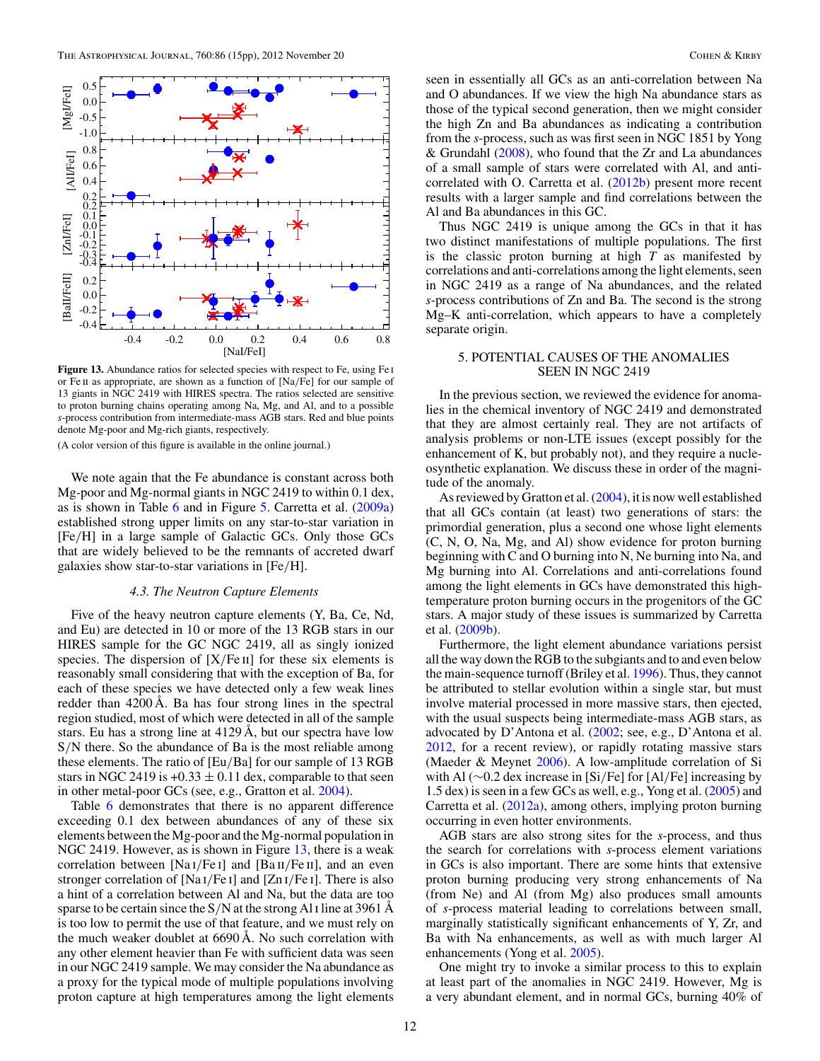**Figure 13.** Abundance ratios for selected species with respect to Fe, using Fe I or Fe II as appropriate, are shown as a function of [Na/Fe] for our sample of 13 giants in NGC 2419 with HIRES spectra. The ratios selected are sensitive to proton burning chains operating among Na, Mg, and Al, and to a possible *s*-process contribution from intermediate-mass AGB stars. Red and blue points denote Mg-poor and Mg-rich giants, respectively.

(A color version of this figure is available in the online journal.)

We note again that the Fe abundance is constant across both Mg-poor and Mg-normal giants in NGC 2419 to within 0.1 dex, as is shown in Table 6 and in Figure 5. Carretta et al. (2009a) established strong upper limits on any star-to-star variation in [Fe/H] in a large sample of Galactic GCs. Only those GCs that are widely believed to be the remnants of accreted dwarf galaxies show star-to-star variations in [Fe/H].

### 4.3. The Neutron Capture Elements

Five of the heavy neutron capture elements (Y, Ba, Ce, Nd, and Eu) are detected in 10 or more of the 13 RGB stars in our HIRES sample for the GC NGC 2419, all as singly ionized species. The dispersion of [X/Fe II] for these six elements is reasonably small considering that with the exception of Ba, for each of these species we have detected only a few weak lines redder than 4200 Å. Ba has four strong lines in the spectral region studied, most of which were detected in all of the sample stars. Eu has a strong line at 4129 Å, but our spectra have low S/N there. So the abundance of Ba is the most reliable among these elements. The ratio of [Eu/Ba] for our sample of 13 RGB stars in NGC 2419 is $+0.33 \pm 0.11$ dex, comparable to that seen in other metal-poor GCs (see, e.g., Gratton et al. 2004).

Table 6 demonstrates that there is no apparent difference exceeding 0.1 dex between abundances of any of these six elements between the Mg-poor and the Mg-normal population in NGC 2419. However, as is shown in Figure 13, there is a weak correlation between [Na I/Fe I] and [Ba II/Fe II], and an even stronger correlation of [Na I/Fe I] and [Zn I/Fe I]. There is also a hint of a correlation between Al and Na, but the data are too sparse to be certain since the S/N at the strong Al I line at 3961 Å is too low to permit the use of that feature, and we must rely on the much weaker doublet at 6690 Å. No such correlation with any other element heavier than Fe with sufficient data was seen in our NGC 2419 sample. We may consider the Na abundance as a proxy for the typical mode of multiple populations involving proton capture at high temperatures among the light elements seen in essentially all GCs as an anti-correlation between Na and O abundances. If we view the high Na abundance stars as those of the typical second generation, then we might consider the high Zn and Ba abundances as indicating a contribution from the *s*-process, such as was first seen in NGC 1851 by Yong & Grundahl (2008), who found that the Zr and La abundances of a small sample of stars were correlated with Al, and anti-correlated with O. Carretta et al. (2012b) present more recent results with a larger sample and find correlations between the Al and Ba abundances in this GC.

Thus NGC 2419 is unique among the GCs in that it has two distinct manifestations of multiple populations. The first is the classic proton burning at high $T$ as manifested by correlations and anti-correlations among the light elements, seen in NGC 2419 as a range of Na abundances, and the related *s*-process contributions of Zn and Ba. The second is the strong Mg–K anti-correlation, which appears to have a completely separate origin.

## 5. POTENTIAL CAUSES OF THE ANOMALIES SEEN IN NGC 2419

In the previous section, we reviewed the evidence for anomalies in the chemical inventory of NGC 2419 and demonstrated that they are almost certainly real. They are not artifacts of analysis problems or non-LTE issues (except possibly for the enhancement of K, but probably not), and they require a nucleosynthetic explanation. We discuss these in order of the magnitude of the anomaly.

As reviewed by Gratton et al. (2004), it is now well established that all GCs contain (at least) two generations of stars: the primordial generation, plus a second one whose light elements (C, N, O, Na, Mg, and Al) show evidence for proton burning beginning with C and O burning into N, Ne burning into Na, and Mg burning into Al. Correlations and anti-correlations found among the light elements in GCs have demonstrated this high-temperature proton burning occurs in the progenitors of the GC stars. A major study of these issues is summarized by Carretta et al. (2009b).

Furthermore, the light element abundance variations persist all the way down the RGB to the subgiants and to and even below the main-sequence turnoff (Briley et al. 1996). Thus, they cannot be attributed to stellar evolution within a single star, but must involve material processed in more massive stars, then ejected, with the usual suspects being intermediate-mass AGB stars, as advocated by D'Antona et al. (2002; see, e.g., D'Antona et al. 2012, for a recent review), or rapidly rotating massive stars (Maeder & Meynet 2006). A low-amplitude correlation of Si with Al (∼0.2 dex increase in [Si/Fe] for [Al/Fe] increasing by 1.5 dex) is seen in a few GCs as well, e.g., Yong et al. (2005) and Carretta et al. (2012a), among others, implying proton burning occurring in even hotter environments.

AGB stars are also strong sites for the *s*-process, and thus the search for correlations with *s*-process element variations in GCs is also important. There are some hints that extensive proton burning producing very strong enhancements of Na (from Ne) and Al (from Mg) also produces small amounts of *s*-process material leading to correlations between small, marginally statistically significant enhancements of Y, Zr, and Ba with Na enhancements, as well as with much larger Al enhancements (Yong et al. 2005).

One might try to invoke a similar process to this to explain at least part of the anomalies in NGC 2419. However, Mg is a very abundant element, and in normal GCs, burning 40% of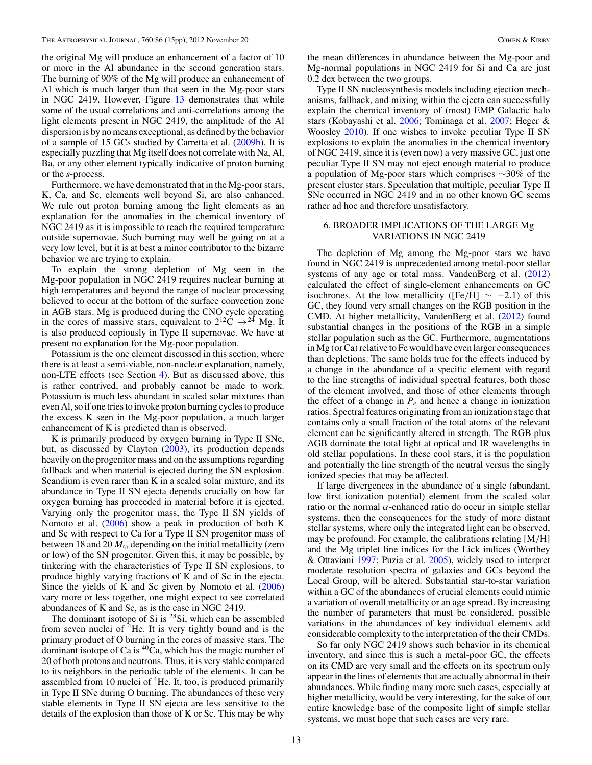the original Mg will produce an enhancement of a factor of 10 or more in the Al abundance in the second generation stars. The burning of 90% of the Mg will produce an enhancement of Al which is much larger than that seen in the Mg-poor stars in NGC 2419. However, Figure 13 demonstrates that while some of the usual correlations and anti-correlations among the light elements present in NGC 2419, the amplitude of the Al dispersion is by no means exceptional, as defined by the behavior of a sample of 15 GCs studied by Carretta et al. (2009b). It is especially puzzling that Mg itself does not correlate with Na, Al, Ba, or any other element typically indicative of proton burning or the *s*-process.

Furthermore, we have demonstrated that in the Mg-poor stars, K, Ca, and Sc, elements well beyond Si, are also enhanced. We rule out proton burning among the light elements as an explanation for the anomalies in the chemical inventory of NGC 2419 as it is impossible to reach the required temperature outside supernovae. Such burning may well be going on at a very low level, but it is at best a minor contributor to the bizarre behavior we are trying to explain.

To explain the strong depletion of Mg seen in the Mg-poor population in NGC 2419 requires nuclear burning at high temperatures and beyond the range of nuclear processing believed to occur at the bottom of the surface convection zone in AGB stars. Mg is produced during the CNO cycle operating in the cores of massive stars, equivalent to $2^{12}\mathrm{C} \rightarrow {}^{24}$ Mg. It is also produced copiously in Type II supernovae. We have at present no explanation for the Mg-poor population.

Potassium is the one element discussed in this section, where there is at least a semi-viable, non-nuclear explanation, namely, non-LTE effects (see Section 4). But as discussed above, this is rather contrived, and probably cannot be made to work. Potassium is much less abundant in scaled solar mixtures than even Al, so if one tries to invoke proton burning cycles to produce the excess K seen in the Mg-poor population, a much larger enhancement of K is predicted than is observed.

K is primarily produced by oxygen burning in Type II SNe, but, as discussed by Clayton (2003), its production depends heavily on the progenitor mass and on the assumptions regarding fallback and when material is ejected during the SN explosion. Scandium is even rarer than K in a scaled solar mixture, and its abundance in Type II SN ejecta depends crucially on how far oxygen burning has proceeded in material before it is ejected. Varying only the progenitor mass, the Type II SN yields of Nomoto et al. (2006) show a peak in production of both K and Sc with respect to Ca for a Type II SN progenitor mass of between 18 and 20 $M_{\odot}$ depending on the initial metallicity (zero or low) of the SN progenitor. Given this, it may be possible, by tinkering with the characteristics of Type II SN explosions, to produce highly varying fractions of K and of Sc in the ejecta. Since the yields of K and Sc given by Nomoto et al. (2006) vary more or less together, one might expect to see correlated abundances of K and Sc, as is the case in NGC 2419.

The dominant isotope of Si is $^{28}$Si, which can be assembled from seven nuclei of $^{4}$He. It is very tightly bound and is the primary product of O burning in the cores of massive stars. The dominant isotope of Ca is $^{40}$Ca, which has the magic number of 20 of both protons and neutrons. Thus, it is very stable compared to its neighbors in the periodic table of the elements. It can be assembled from 10 nuclei of $^{4}$He. It, too, is produced primarily in Type II SNe during O burning. The abundances of these very stable elements in Type II SN ejecta are less sensitive to the details of the explosion than those of K or Sc. This may be why the mean differences in abundance between the Mg-poor and Mg-normal populations in NGC 2419 for Si and Ca are just 0.2 dex between the two groups.

Type II SN nucleosynthesis models including ejection mechanisms, fallback, and mixing within the ejecta can successfully explain the chemical inventory of (most) EMP Galactic halo stars (Kobayashi et al. 2006; Tominaga et al. 2007; Heger & Woosley 2010). If one wishes to invoke peculiar Type II SN explosions to explain the anomalies in the chemical inventory of NGC 2419, since it is (even now) a very massive GC, just one peculiar Type II SN may not eject enough material to produce a population of Mg-poor stars which comprises ∼30% of the present cluster stars. Speculation that multiple, peculiar Type II SNe occurred in NGC 2419 and in no other known GC seems rather ad hoc and therefore unsatisfactory.

## 6. BROADER IMPLICATIONS OF THE LARGE Mg VARIATIONS IN NGC 2419

The depletion of Mg among the Mg-poor stars we have found in NGC 2419 is unprecedented among metal-poor stellar systems of any age or total mass. VandenBerg et al. (2012) calculated the effect of single-element enhancements on GC isochrones. At the low metallicity ([Fe/H] $\sim -2.1$) of this GC, they found very small changes on the RGB position in the CMD. At higher metallicity, VandenBerg et al. (2012) found substantial changes in the positions of the RGB in a simple stellar population such as the GC. Furthermore, augmentations in Mg (or Ca) relative to Fe would have even larger consequences than depletions. The same holds true for the effects induced by a change in the abundance of a specific element with regard to the line strengths of individual spectral features, both those of the element involved, and those of other elements through the effect of a change in $P_e$ and hence a change in ionization ratios. Spectral features originating from an ionization stage that contains only a small fraction of the total atoms of the relevant element can be significantly altered in strength. The RGB plus AGB dominate the total light at optical and IR wavelengths in old stellar populations. In these cool stars, it is the population and potentially the line strength of the neutral versus the singly ionized species that may be affected.

If large divergences in the abundance of a single (abundant, low first ionization potential) element from the scaled solar ratio or the normal $\alpha$-enhanced ratio do occur in simple stellar systems, then the consequences for the study of more distant stellar systems, where only the integrated light can be observed, may be profound. For example, the calibrations relating [M/H] and the Mg triplet line indices for the Lick indices (Worthey & Ottaviani 1997; Puzia et al. 2005), widely used to interpret moderate resolution spectra of galaxies and GCs beyond the Local Group, will be altered. Substantial star-to-star variation within a GC of the abundances of crucial elements could mimic a variation of overall metallicity or an age spread. By increasing the number of parameters that must be considered, possible variations in the abundances of key individual elements add considerable complexity to the interpretation of the their CMDs.

So far only NGC 2419 shows such behavior in its chemical inventory, and since this is such a metal-poor GC, the effects on its CMD are very small and the effects on its spectrum only appear in the lines of elements that are actually abnormal in their abundances. While finding many more such cases, especially at higher metallicity, would be very interesting, for the sake of our entire knowledge base of the composite light of simple stellar systems, we must hope that such cases are very rare.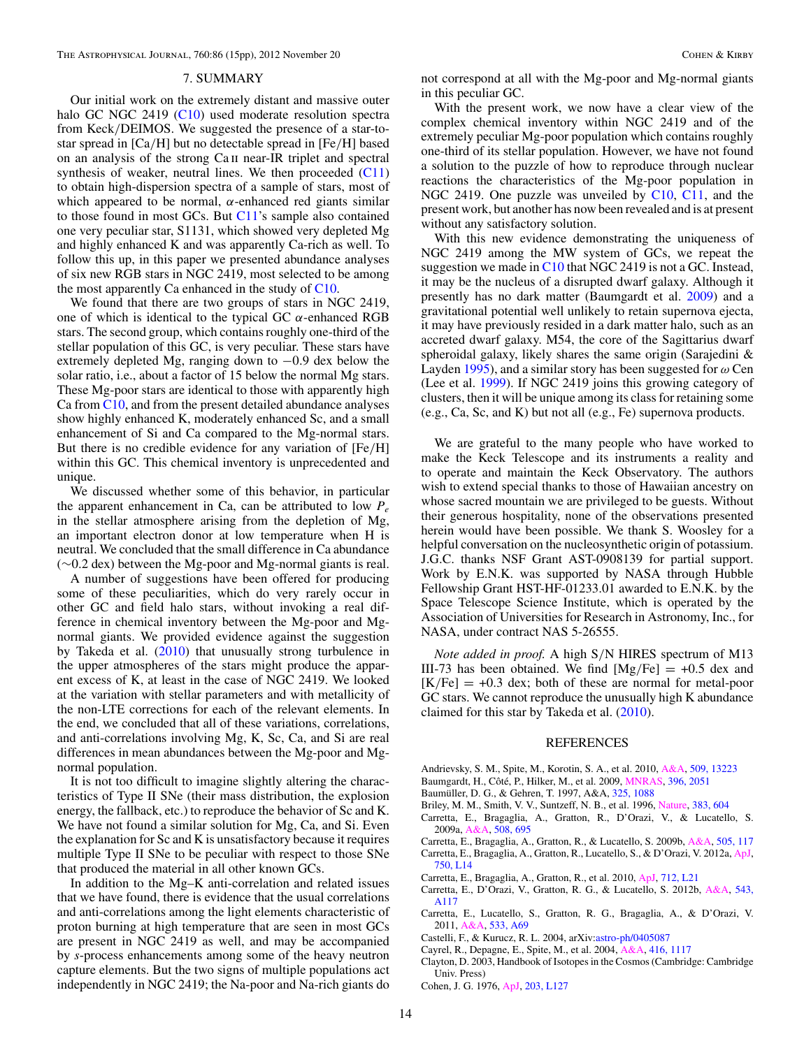## 7. SUMMARY

Our initial work on the extremely distant and massive outer halo GC NGC 2419 (C10) used moderate resolution spectra from Keck/DEIMOS. We suggested the presence of a star-to-star spread in [Ca/H] but no detectable spread in [Fe/H] based on an analysis of the strong Ca II near-IR triplet and spectral synthesis of weaker, neutral lines. We then proceeded (C11) to obtain high-dispersion spectra of a sample of stars, most of which appeared to be normal, $\alpha$-enhanced red giants similar to those found in most GCs. But C11's sample also contained one very peculiar star, S1131, which showed very depleted Mg and highly enhanced K and was apparently Ca-rich as well. To follow this up, in this paper we presented abundance analyses of six new RGB stars in NGC 2419, most selected to be among the most apparently Ca enhanced in the study of C10.

We found that there are two groups of stars in NGC 2419, one of which is identical to the typical GC $\alpha$-enhanced RGB stars. The second group, which contains roughly one-third of the stellar population of this GC, is very peculiar. These stars have extremely depleted Mg, ranging down to −0.9 dex below the solar ratio, i.e., about a factor of 15 below the normal Mg stars. These Mg-poor stars are identical to those with apparently high Ca from C10, and from the present detailed abundance analyses show highly enhanced K, moderately enhanced Sc, and a small enhancement of Si and Ca compared to the Mg-normal stars. But there is no credible evidence for any variation of [Fe/H] within this GC. This chemical inventory is unprecedented and unique.

We discussed whether some of this behavior, in particular the apparent enhancement in Ca, can be attributed to low $P_e$ in the stellar atmosphere arising from the depletion of Mg, an important electron donor at low temperature when H is neutral. We concluded that the small difference in Ca abundance (∼0.2 dex) between the Mg-poor and Mg-normal giants is real.

A number of suggestions have been offered for producing some of these peculiarities, which do very rarely occur in other GC and field halo stars, without invoking a real difference in chemical inventory between the Mg-poor and Mg-normal giants. We provided evidence against the suggestion by Takeda et al. (2010) that unusually strong turbulence in the upper atmospheres of the stars might produce the apparent excess of K, at least in the case of NGC 2419. We looked at the variation with stellar parameters and with metallicity of the non-LTE corrections for each of the relevant elements. In the end, we concluded that all of these variations, correlations, and anti-correlations involving Mg, K, Sc, Ca, and Si are real differences in mean abundances between the Mg-poor and Mg-normal population.

It is not too difficult to imagine slightly altering the characteristics of Type II SNe (their mass distribution, the explosion energy, the fallback, etc.) to reproduce the behavior of Sc and K. We have not found a similar solution for Mg, Ca, and Si. Even the explanation for Sc and K is unsatisfactory because it requires multiple Type II SNe to be peculiar with respect to those SNe that produced the material in all other known GCs.

In addition to the Mg–K anti-correlation and related issues that we have found, there is evidence that the usual correlations and anti-correlations among the light elements characteristic of proton burning at high temperature that are seen in most GCs are present in NGC 2419 as well, and may be accompanied by *s*-process enhancements among some of the heavy neutron capture elements. But the two signs of multiple populations act independently in NGC 2419; the Na-poor and Na-rich giants do not correspond at all with the Mg-poor and Mg-normal giants in this peculiar GC.

With the present work, we now have a clear view of the complex chemical inventory within NGC 2419 and of the extremely peculiar Mg-poor population which contains roughly one-third of its stellar population. However, we have not found a solution to the puzzle of how to reproduce through nuclear reactions the characteristics of the Mg-poor population in NGC 2419. One puzzle was unveiled by C10, C11, and the present work, but another has now been revealed and is at present without any satisfactory solution.

With this new evidence demonstrating the uniqueness of NGC 2419 among the MW system of GCs, we repeat the suggestion we made in C10 that NGC 2419 is not a GC. Instead, it may be the nucleus of a disrupted dwarf galaxy. Although it presently has no dark matter (Baumgardt et al. 2009) and a gravitational potential well unlikely to retain supernova ejecta, it may have previously resided in a dark matter halo, such as an accreted dwarf galaxy. M54, the core of the Sagittarius dwarf spheroidal galaxy, likely shares the same origin (Sarajedini & Layden 1995), and a similar story has been suggested for $\omega$ Cen (Lee et al. 1999). If NGC 2419 joins this growing category of clusters, then it will be unique among its class for retaining some (e.g., Ca, Sc, and K) but not all (e.g., Fe) supernova products.

We are grateful to the many people who have worked to make the Keck Telescope and its instruments a reality and to operate and maintain the Keck Observatory. The authors wish to extend special thanks to those of Hawaiian ancestry on whose sacred mountain we are privileged to be guests. Without their generous hospitality, none of the observations presented herein would have been possible. We thank S. Woosley for a helpful conversation on the nucleosynthetic origin of potassium. J.G.C. thanks NSF Grant AST-0908139 for partial support. Work by E.N.K. was supported by NASA through Hubble Fellowship Grant HST-HF-01233.01 awarded to E.N.K. by the Space Telescope Science Institute, which is operated by the Association of Universities for Research in Astronomy, Inc., for NASA, under contract NAS 5-26555.

*Note added in proof.* A high S/N HIRES spectrum of M13 III-73 has been obtained. We find [Mg/Fe] = +0.5 dex and [K/Fe] = +0.3 dex; both of these are normal for metal-poor GC stars. We cannot reproduce the unusually high K abundance claimed for this star by Takeda et al. (2010).

## REFERENCES

Andrievsky, S. M., Spite, M., Korotin, S. A., et al. 2010, A&A, 509, 13223
Baumgardt, H., Côté, P., Hilker, M., et al. 2009, MNRAS, 396, 2051
Baumüller, D. G., & Gehren, T. 1997, A&A, 325, 1088
Briley, M. M., Smith, V. V., Suntzeff, N. B., et al. 1996, Nature, 383, 604
Carretta, E., Bragaglia, A., Gratton, R., D'Orazi, V., & Lucatello, S. 2009a, A&A, 508, 695
Carretta, E., Bragaglia, A., Gratton, R., & Lucatello, S. 2009b, A&A, 505, 117
Carretta, E., Bragaglia, A., Gratton, R., Lucatello, S., & D'Orazi, V. 2012a, ApJ, 750, L14
Carretta, E., Bragaglia, A., Gratton, R., et al. 2010, ApJ, 712, L21
Carretta, E., D'Orazi, V., Gratton, R. G., & Lucatello, S. 2012b, A&A, 543, A117
Carretta, E., Lucatello, S., Gratton, R. G., Bragaglia, A., & D'Orazi, V. 2011, A&A, 533, A69
Castelli, F., & Kurucz, R. L. 2004, arXiv:astro-ph/0405087
Cayrel, R., Depagne, E., Spite, M., et al. 2004, A&A, 416, 1117
Clayton, D. 2003, Handbook of Isotopes in the Cosmos (Cambridge: Cambridge Univ. Press)
Cohen, J. G. 1976, ApJ, 203, L127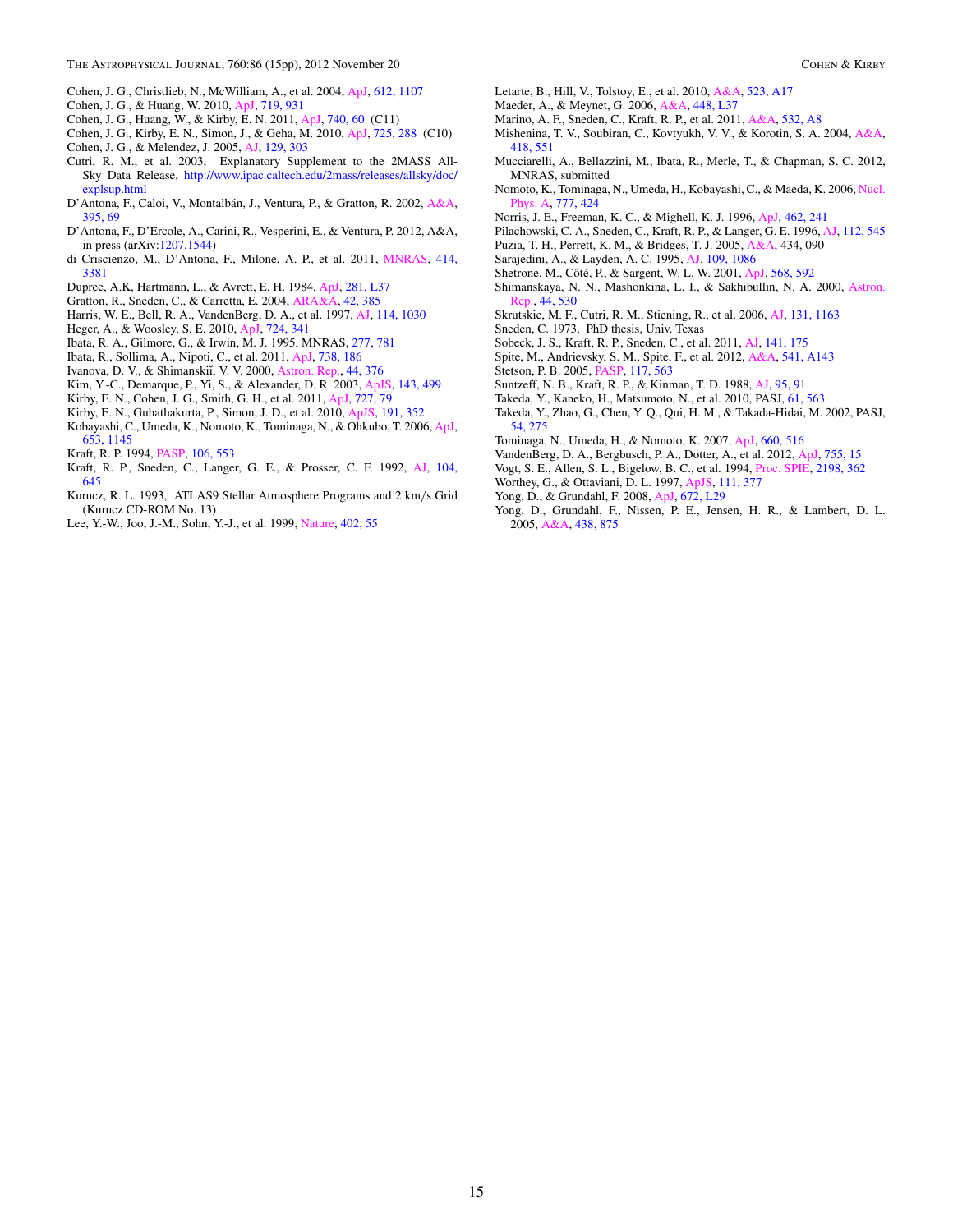Cohen, J. G., Christlieb, N., McWilliam, A., et al. 2004, ApJ, 612, 1107

Cohen, J. G., & Huang, W. 2010, ApJ, 719, 931

Cohen, J. G., Huang, W., & Kirby, E. N. 2011, ApJ, 740, 60 (C11)

Cohen, J. G., Kirby, E. N., Simon, J., & Geha, M. 2010, ApJ, 725, 288 (C10)

Cohen, J. G., & Melendez, J. 2005, AJ, 129, 303

Cutri, R. M., et al. 2003, Explanatory Supplement to the 2MASS All-Sky Data Release, http://www.ipac.caltech.edu/2mass/releases/allsky/doc/explsup.html

D'Antona, F., Caloi, V., Montalbán, J., Ventura, P., & Gratton, R. 2002, A&A, 395, 69

D'Antona, F., D'Ercole, A., Carini, R., Vesperini, E., & Ventura, P. 2012, A&A, in press (arXiv:1207.1544)

di Criscienzo, M., D'Antona, F., Milone, A. P., et al. 2011, MNRAS, 414, 3381

Dupree, A.K, Hartmann, L., & Avrett, E. H. 1984, ApJ, 281, L37

Gratton, R., Sneden, C., & Carretta, E. 2004, ARA&A, 42, 385

Harris, W. E., Bell, R. A., VandenBerg, D. A., et al. 1997, AJ, 114, 1030

Heger, A., & Woosley, S. E. 2010, ApJ, 724, 341

Ibata, R. A., Gilmore, G., & Irwin, M. J. 1995, MNRAS, 277, 781

Ibata, R., Sollima, A., Nipoti, C., et al. 2011, ApJ, 738, 186

Ivanova, D. V., & Shimanskiĭ, V. V. 2000, Astron. Rep., 44, 376

Kim, Y.-C., Demarque, P., Yi, S., & Alexander, D. R. 2003, ApJS, 143, 499

Kirby, E. N., Cohen, J. G., Smith, G. H., et al. 2011, ApJ, 727, 79

Kirby, E. N., Guhathakurta, P., Simon, J. D., et al. 2010, ApJS, 191, 352

Kobayashi, C., Umeda, K., Nomoto, K., Tominaga, N., & Ohkubo, T. 2006, ApJ, 653, 1145

Kraft, R. P. 1994, PASP, 106, 553

Kraft, R. P., Sneden, C., Langer, G. E., & Prosser, C. F. 1992, AJ, 104, 645

Kurucz, R. L. 1993, ATLAS9 Stellar Atmosphere Programs and 2 km/s Grid (Kurucz CD-ROM No. 13)

Lee, Y.-W., Joo, J.-M., Sohn, Y.-J., et al. 1999, Nature, 402, 55

Letarte, B., Hill, V., Tolstoy, E., et al. 2010, A&A, 523, A17

Maeder, A., & Meynet, G. 2006, A&A, 448, L37

Marino, A. F., Sneden, C., Kraft, R. P., et al. 2011, A&A, 532, A8

Mishenina, T. V., Soubiran, C., Kovtyukh, V. V., & Korotin, S. A. 2004, A&A, 418, 551

Mucciarelli, A., Bellazzini, M., Ibata, R., Merle, T., & Chapman, S. C. 2012, MNRAS, submitted

Nomoto, K., Tominaga, N., Umeda, H., Kobayashi, C., & Maeda, K. 2006, Nucl. Phys. A, 777, 424

Norris, J. E., Freeman, K. C., & Mighell, K. J. 1996, ApJ, 462, 241

Pilachowski, C. A., Sneden, C., Kraft, R. P., & Langer, G. E. 1996, AJ, 112, 545

Puzia, T. H., Perrett, K. M., & Bridges, T. J. 2005, A&A, 434, 090

Sarajedini, A., & Layden, A. C. 1995, AJ, 109, 1086

Shetrone, M., Côté, P., & Sargent, W. L. W. 2001, ApJ, 568, 592

Shimanskaya, N. N., Mashonkina, L. I., & Sakhibullin, N. A. 2000, Astron. Rep., 44, 530

Skrutskie, M. F., Cutri, R. M., Stiening, R., et al. 2006, AJ, 131, 1163

Sneden, C. 1973, PhD thesis, Univ. Texas

Sobeck, J. S., Kraft, R. P., Sneden, C., et al. 2011, AJ, 141, 175

Spite, M., Andrievsky, S. M., Spite, F., et al. 2012, A&A, 541, A143

Stetson, P. B. 2005, PASP, 117, 563

Suntzeff, N. B., Kraft, R. P., & Kinman, T. D. 1988, AJ, 95, 91

Takeda, Y., Kaneko, H., Matsumoto, N., et al. 2010, PASJ, 61, 563

Takeda, Y., Zhao, G., Chen, Y. Q., Qui, H. M., & Takada-Hidai, M. 2002, PASJ, 54, 275

Tominaga, N., Umeda, H., & Nomoto, K. 2007, ApJ, 660, 516

VandenBerg, D. A., Bergbusch, P. A., Dotter, A., et al. 2012, ApJ, 755, 15

Vogt, S. E., Allen, S. L., Bigelow, B. C., et al. 1994, Proc. SPIE, 2198, 362

Worthey, G., & Ottaviani, D. L. 1997, ApJS, 111, 377

Yong, D., & Grundahl, F. 2008, ApJ, 672, L29

Yong, D., Grundahl, F., Nissen, P. E., Jensen, H. R., & Lambert, D. L. 2005, A&A, 438, 875